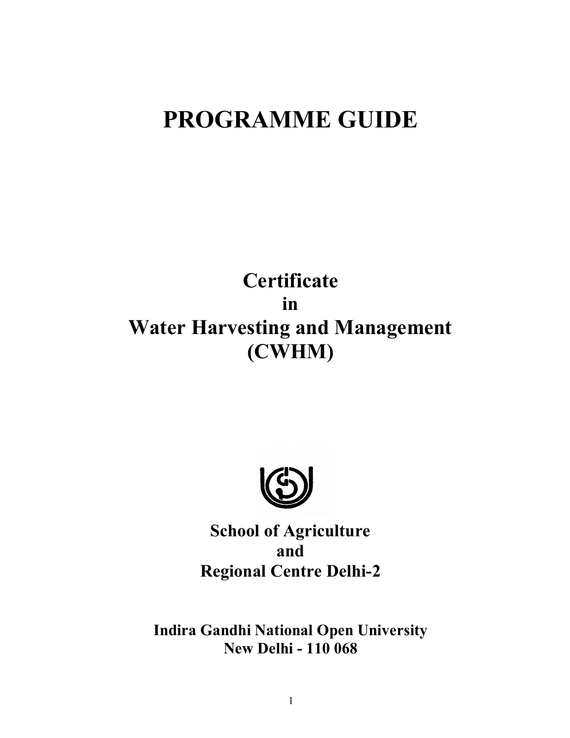# PROGRAMME GUIDE

## Certificate
## in
## Water Harvesting and Management
## (CWHM)

**School of Agriculture**
**and**
**Regional Centre Delhi-2**

**Indira Gandhi National Open University**
**New Delhi - 110 068**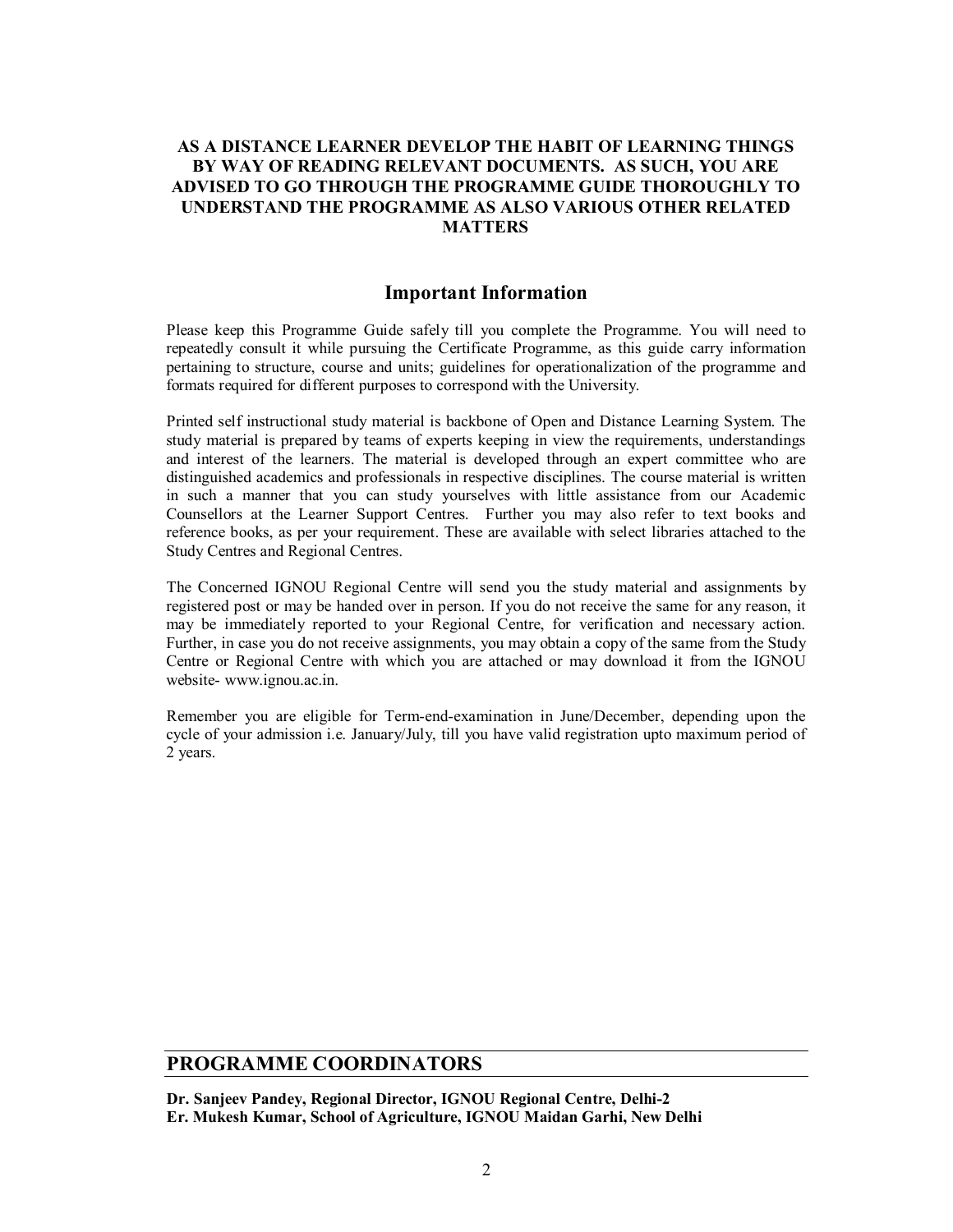**AS A DISTANCE LEARNER DEVELOP THE HABIT OF LEARNING THINGS BY WAY OF READING RELEVANT DOCUMENTS. AS SUCH, YOU ARE ADVISED TO GO THROUGH THE PROGRAMME GUIDE THOROUGHLY TO UNDERSTAND THE PROGRAMME AS ALSO VARIOUS OTHER RELATED MATTERS**

## Important Information

Please keep this Programme Guide safely till you complete the Programme. You will need to repeatedly consult it while pursuing the Certificate Programme, as this guide carry information pertaining to structure, course and units; guidelines for operationalization of the programme and formats required for different purposes to correspond with the University.

Printed self instructional study material is backbone of Open and Distance Learning System. The study material is prepared by teams of experts keeping in view the requirements, understandings and interest of the learners. The material is developed through an expert committee who are distinguished academics and professionals in respective disciplines. The course material is written in such a manner that you can study yourselves with little assistance from our Academic Counsellors at the Learner Support Centres. Further you may also refer to text books and reference books, as per your requirement. These are available with select libraries attached to the Study Centres and Regional Centres.

The Concerned IGNOU Regional Centre will send you the study material and assignments by registered post or may be handed over in person. If you do not receive the same for any reason, it may be immediately reported to your Regional Centre, for verification and necessary action. Further, in case you do not receive assignments, you may obtain a copy of the same from the Study Centre or Regional Centre with which you are attached or may download it from the IGNOU website- www.ignou.ac.in.

Remember you are eligible for Term-end-examination in June/December, depending upon the cycle of your admission i.e. January/July, till you have valid registration upto maximum period of 2 years.

## PROGRAMME COORDINATORS

**Dr. Sanjeev Pandey, Regional Director, IGNOU Regional Centre, Delhi-2**
**Er. Mukesh Kumar, School of Agriculture, IGNOU Maidan Garhi, New Delhi**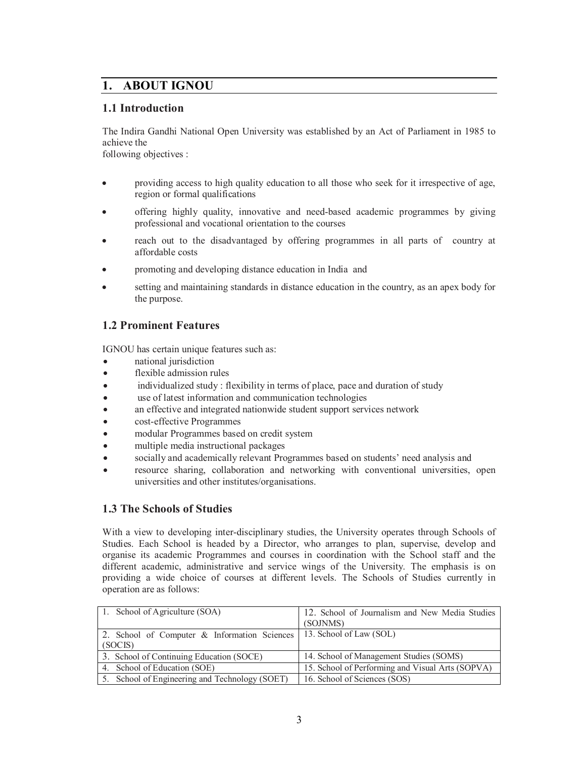## 1. ABOUT IGNOU

### 1.1 Introduction

The Indira Gandhi National Open University was established by an Act of Parliament in 1985 to achieve the following objectives :

- providing access to high quality education to all those who seek for it irrespective of age, region or formal qualifications
- offering highly quality, innovative and need-based academic programmes by giving professional and vocational orientation to the courses
- reach out to the disadvantaged by offering programmes in all parts of country at affordable costs
- promoting and developing distance education in India and
- setting and maintaining standards in distance education in the country, as an apex body for the purpose.

### 1.2 Prominent Features

IGNOU has certain unique features such as:

- national jurisdiction
- flexible admission rules
- individualized study : flexibility in terms of place, pace and duration of study
- use of latest information and communication technologies
- an effective and integrated nationwide student support services network
- cost-effective Programmes
- modular Programmes based on credit system
- multiple media instructional packages
- socially and academically relevant Programmes based on students' need analysis and
- resource sharing, collaboration and networking with conventional universities, open universities and other institutes/organisations.

### 1.3 The Schools of Studies

With a view to developing inter-disciplinary studies, the University operates through Schools of Studies. Each School is headed by a Director, who arranges to plan, supervise, develop and organise its academic Programmes and courses in coordination with the School staff and the different academic, administrative and service wings of the University. The emphasis is on providing a wide choice of courses at different levels. The Schools of Studies currently in operation are as follows:

| | |
|---|---|
| 1. School of Agriculture (SOA) | 12. School of Journalism and New Media Studies (SOJNMS) |
| 2. School of Computer & Information Sciences (SOCIS) | 13. School of Law (SOL) |
| 3. School of Continuing Education (SOCE) | 14. School of Management Studies (SOMS) |
| 4. School of Education (SOE) | 15. School of Performing and Visual Arts (SOPVA) |
| 5. School of Engineering and Technology (SOET) | 16. School of Sciences (SOS) |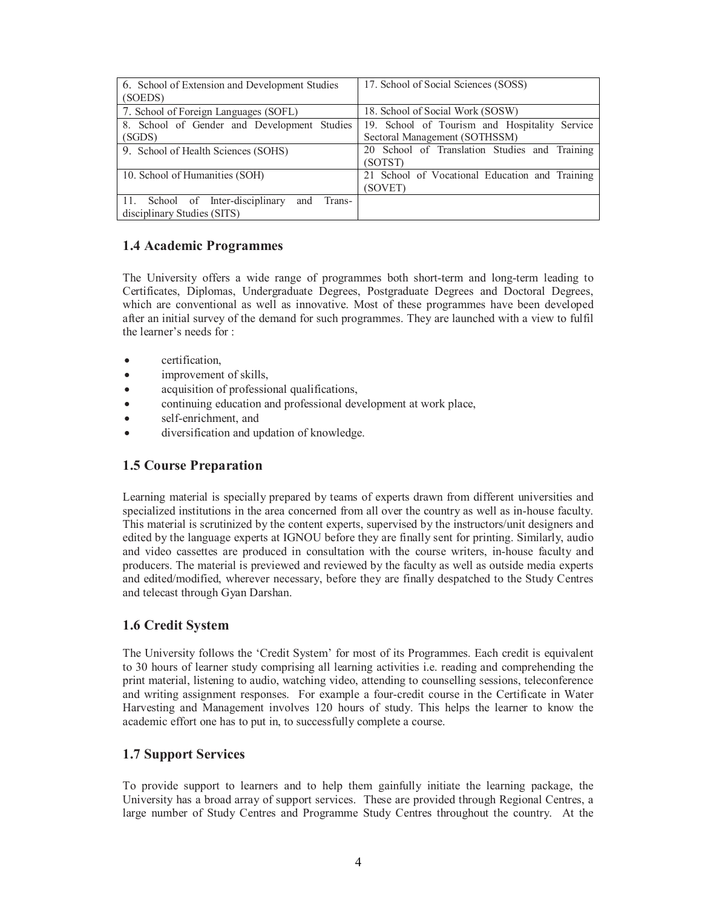| 6. School of Extension and Development Studies (SOEDS) | 17. School of Social Sciences (SOSS) |
|---|---|
| 7. School of Foreign Languages (SOFL) | 18. School of Social Work (SOSW) |
| 8. School of Gender and Development Studies (SGDS) | 19. School of Tourism and Hospitality Service Sectoral Management (SOTHSSM) |
| 9. School of Health Sciences (SOHS) | 20 School of Translation Studies and Training (SOTST) |
| 10. School of Humanities (SOH) | 21 School of Vocational Education and Training (SOVET) |
| 11. School of Inter-disciplinary and Trans-disciplinary Studies (SITS) | |

## 1.4 Academic Programmes

The University offers a wide range of programmes both short-term and long-term leading to Certificates, Diplomas, Undergraduate Degrees, Postgraduate Degrees and Doctoral Degrees, which are conventional as well as innovative. Most of these programmes have been developed after an initial survey of the demand for such programmes. They are launched with a view to fulfil the learner's needs for :

- certification,
- improvement of skills,
- acquisition of professional qualifications,
- continuing education and professional development at work place,
- self-enrichment, and
- diversification and updation of knowledge.

## 1.5 Course Preparation

Learning material is specially prepared by teams of experts drawn from different universities and specialized institutions in the area concerned from all over the country as well as in-house faculty. This material is scrutinized by the content experts, supervised by the instructors/unit designers and edited by the language experts at IGNOU before they are finally sent for printing. Similarly, audio and video cassettes are produced in consultation with the course writers, in-house faculty and producers. The material is previewed and reviewed by the faculty as well as outside media experts and edited/modified, wherever necessary, before they are finally despatched to the Study Centres and telecast through Gyan Darshan.

## 1.6 Credit System

The University follows the 'Credit System' for most of its Programmes. Each credit is equivalent to 30 hours of learner study comprising all learning activities i.e. reading and comprehending the print material, listening to audio, watching video, attending to counselling sessions, teleconference and writing assignment responses. For example a four-credit course in the Certificate in Water Harvesting and Management involves 120 hours of study. This helps the learner to know the academic effort one has to put in, to successfully complete a course.

## 1.7 Support Services

To provide support to learners and to help them gainfully initiate the learning package, the University has a broad array of support services. These are provided through Regional Centres, a large number of Study Centres and Programme Study Centres throughout the country. At the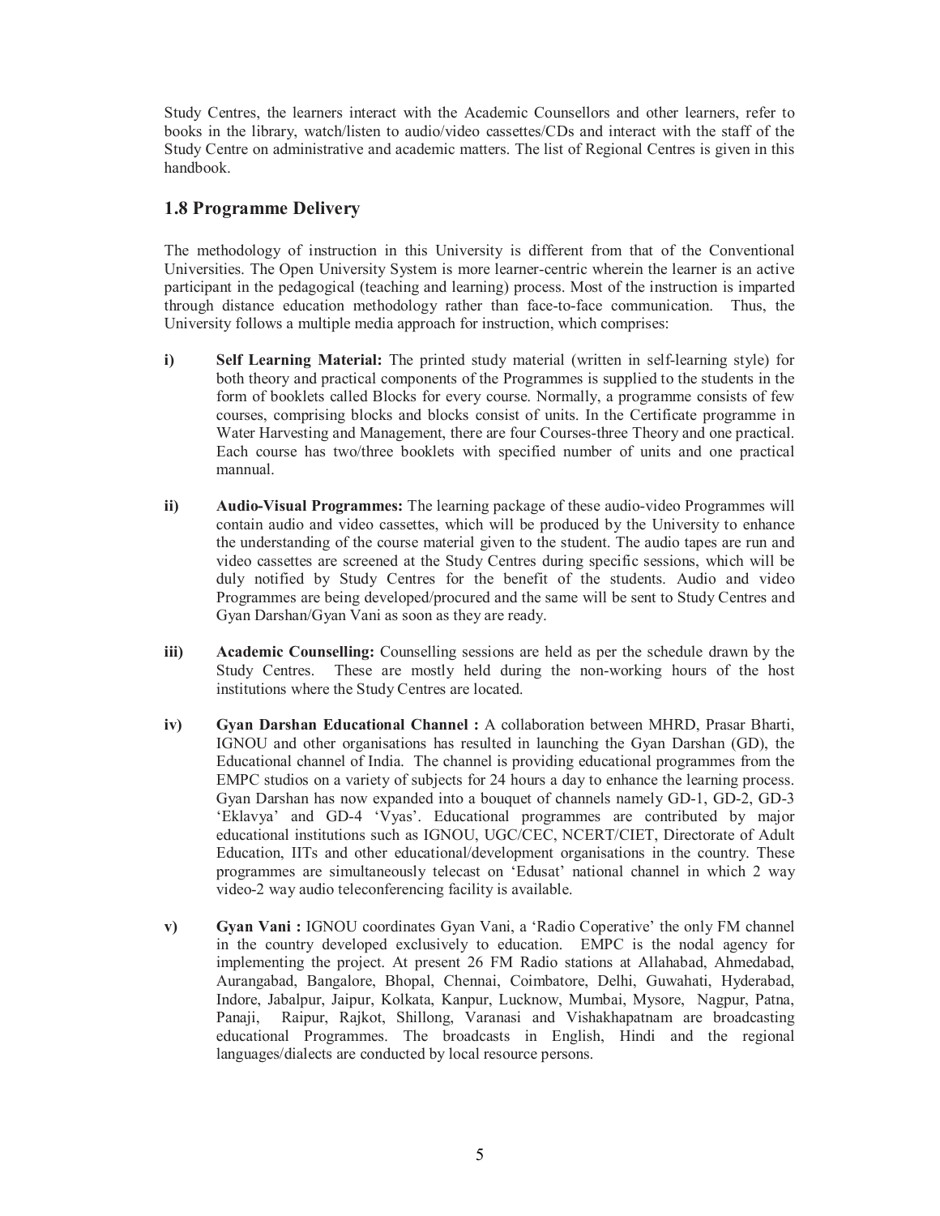Study Centres, the learners interact with the Academic Counsellors and other learners, refer to books in the library, watch/listen to audio/video cassettes/CDs and interact with the staff of the Study Centre on administrative and academic matters. The list of Regional Centres is given in this handbook.

## 1.8 Programme Delivery

The methodology of instruction in this University is different from that of the Conventional Universities. The Open University System is more learner-centric wherein the learner is an active participant in the pedagogical (teaching and learning) process. Most of the instruction is imparted through distance education methodology rather than face-to-face communication. Thus, the University follows a multiple media approach for instruction, which comprises:

i) **Self Learning Material:** The printed study material (written in self-learning style) for both theory and practical components of the Programmes is supplied to the students in the form of booklets called Blocks for every course. Normally, a programme consists of few courses, comprising blocks and blocks consist of units. In the Certificate programme in Water Harvesting and Management, there are four Courses-three Theory and one practical. Each course has two/three booklets with specified number of units and one practical mannual.

ii) **Audio-Visual Programmes:** The learning package of these audio-video Programmes will contain audio and video cassettes, which will be produced by the University to enhance the understanding of the course material given to the student. The audio tapes are run and video cassettes are screened at the Study Centres during specific sessions, which will be duly notified by Study Centres for the benefit of the students. Audio and video Programmes are being developed/procured and the same will be sent to Study Centres and Gyan Darshan/Gyan Vani as soon as they are ready.

iii) **Academic Counselling:** Counselling sessions are held as per the schedule drawn by the Study Centres. These are mostly held during the non-working hours of the host institutions where the Study Centres are located.

iv) **Gyan Darshan Educational Channel :** A collaboration between MHRD, Prasar Bharti, IGNOU and other organisations has resulted in launching the Gyan Darshan (GD), the Educational channel of India. The channel is providing educational programmes from the EMPC studios on a variety of subjects for 24 hours a day to enhance the learning process. Gyan Darshan has now expanded into a bouquet of channels namely GD-1, GD-2, GD-3 'Eklavya' and GD-4 'Vyas'. Educational programmes are contributed by major educational institutions such as IGNOU, UGC/CEC, NCERT/CIET, Directorate of Adult Education, IITs and other educational/development organisations in the country. These programmes are simultaneously telecast on 'Edusat' national channel in which 2 way video-2 way audio teleconferencing facility is available.

v) **Gyan Vani :** IGNOU coordinates Gyan Vani, a 'Radio Coperative' the only FM channel in the country developed exclusively to education. EMPC is the nodal agency for implementing the project. At present 26 FM Radio stations at Allahabad, Ahmedabad, Aurangabad, Bangalore, Bhopal, Chennai, Coimbatore, Delhi, Guwahati, Hyderabad, Indore, Jabalpur, Jaipur, Kolkata, Kanpur, Lucknow, Mumbai, Mysore, Nagpur, Patna, Panaji, Raipur, Rajkot, Shillong, Varanasi and Vishakhapatnam are broadcasting educational Programmes. The broadcasts in English, Hindi and the regional languages/dialects are conducted by local resource persons.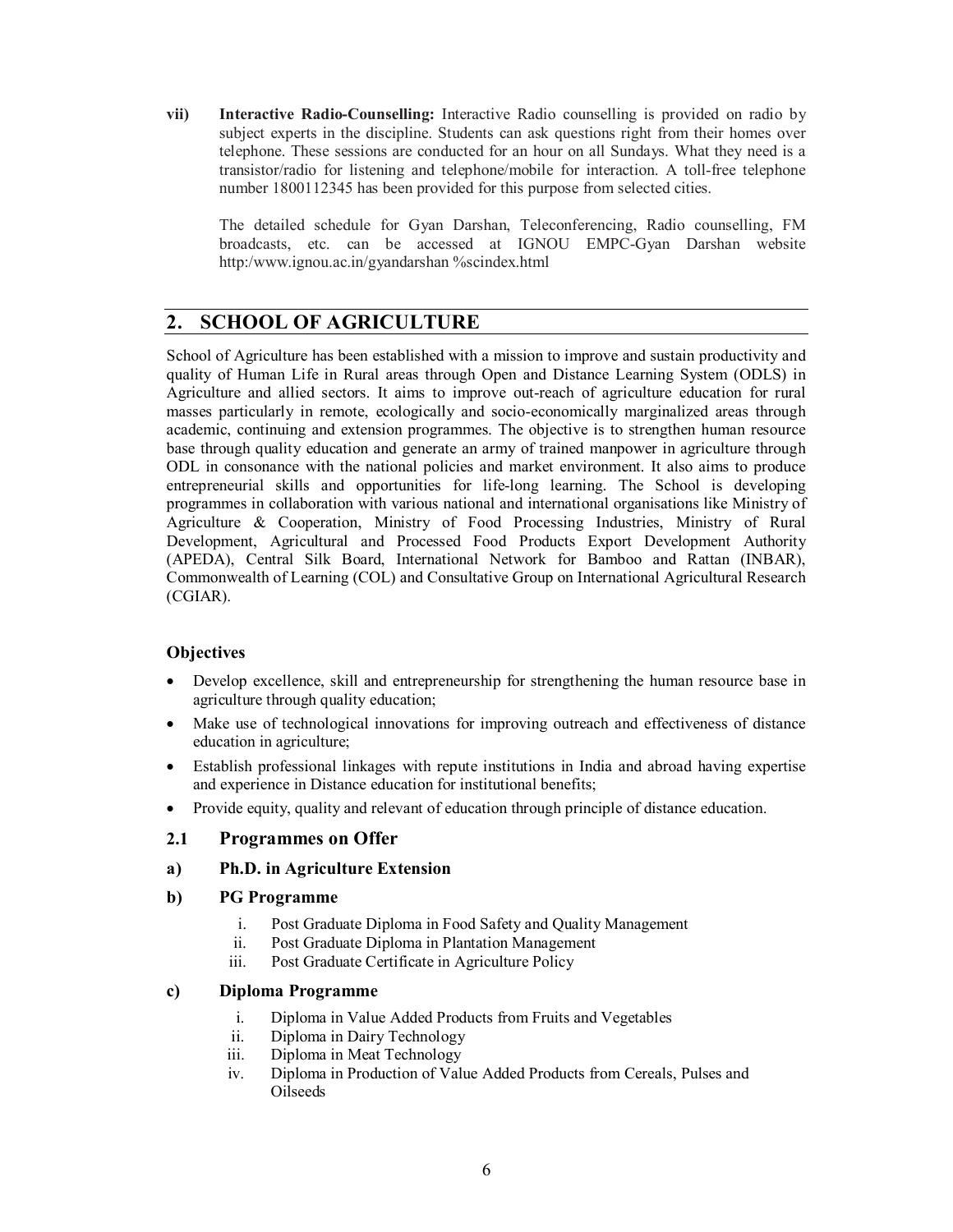vii) **Interactive Radio-Counselling:** Interactive Radio counselling is provided on radio by subject experts in the discipline. Students can ask questions right from their homes over telephone. These sessions are conducted for an hour on all Sundays. What they need is a transistor/radio for listening and telephone/mobile for interaction. A toll-free telephone number 1800112345 has been provided for this purpose from selected cities.

The detailed schedule for Gyan Darshan, Teleconferencing, Radio counselling, FM broadcasts, etc. can be accessed at IGNOU EMPC-Gyan Darshan website http:/www.ignou.ac.in/gyandarshan %scindex.html

## 2. SCHOOL OF AGRICULTURE

School of Agriculture has been established with a mission to improve and sustain productivity and quality of Human Life in Rural areas through Open and Distance Learning System (ODLS) in Agriculture and allied sectors. It aims to improve out-reach of agriculture education for rural masses particularly in remote, ecologically and socio-economically marginalized areas through academic, continuing and extension programmes. The objective is to strengthen human resource base through quality education and generate an army of trained manpower in agriculture through ODL in consonance with the national policies and market environment. It also aims to produce entrepreneurial skills and opportunities for life-long learning. The School is developing programmes in collaboration with various national and international organisations like Ministry of Agriculture & Cooperation, Ministry of Food Processing Industries, Ministry of Rural Development, Agricultural and Processed Food Products Export Development Authority (APEDA), Central Silk Board, International Network for Bamboo and Rattan (INBAR), Commonwealth of Learning (COL) and Consultative Group on International Agricultural Research (CGIAR).

### Objectives

- Develop excellence, skill and entrepreneurship for strengthening the human resource base in agriculture through quality education;
- Make use of technological innovations for improving outreach and effectiveness of distance education in agriculture;
- Establish professional linkages with repute institutions in India and abroad having expertise and experience in Distance education for institutional benefits;
- Provide equity, quality and relevant of education through principle of distance education.

### 2.1 Programmes on Offer

**a) Ph.D. in Agriculture Extension**

**b) PG Programme**

i. Post Graduate Diploma in Food Safety and Quality Management
ii. Post Graduate Diploma in Plantation Management
iii. Post Graduate Certificate in Agriculture Policy

**c) Diploma Programme**

i. Diploma in Value Added Products from Fruits and Vegetables
ii. Diploma in Dairy Technology
iii. Diploma in Meat Technology
iv. Diploma in Production of Value Added Products from Cereals, Pulses and Oilseeds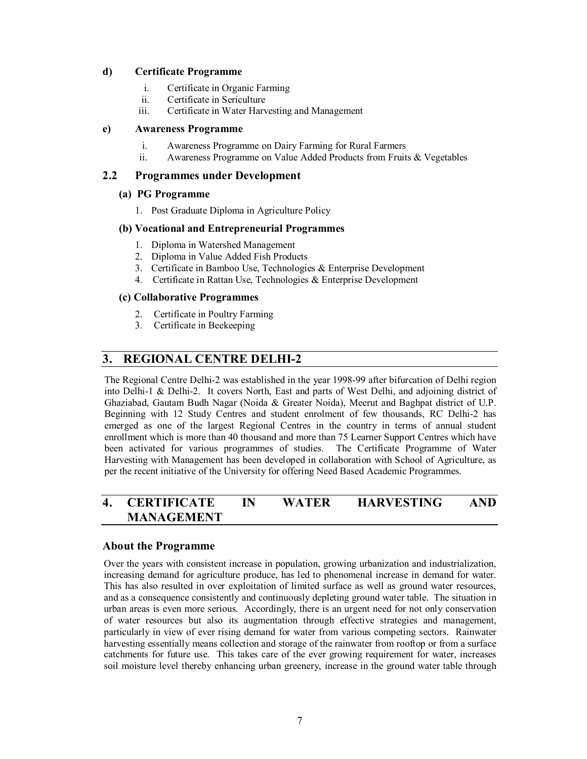### d) Certificate Programme

i. Certificate in Organic Farming
ii. Certificate in Sericulture
iii. Certificate in Water Harvesting and Management

### e) Awareness Programme

i. Awareness Programme on Dairy Farming for Rural Farmers
ii. Awareness Programme on Value Added Products from Fruits & Vegetables

## 2.2 Programmes under Development

### (a) PG Programme

1. Post Graduate Diploma in Agriculture Policy

### (b) Vocational and Entrepreneurial Programmes

1. Diploma in Watershed Management
2. Diploma in Value Added Fish Products
3. Certificate in Bamboo Use, Technologies & Enterprise Development
4. Certificate in Rattan Use, Technologies & Enterprise Development

### (c) Collaborative Programmes

2. Certificate in Poultry Farming
3. Certificate in Beekeeping

## 3. REGIONAL CENTRE DELHI-2

The Regional Centre Delhi-2 was established in the year 1998-99 after bifurcation of Delhi region into Delhi-1 & Delhi-2. It covers North, East and parts of West Delhi, and adjoining district of Ghaziabad, Gautam Budh Nagar (Noida & Greater Noida), Meerut and Baghpat district of U.P. Beginning with 12 Study Centres and student enrolment of few thousands, RC Delhi-2 has emerged as one of the largest Regional Centres in the country in terms of annual student enrollment which is more than 40 thousand and more than 75 Learner Support Centres which have been activated for various programmes of studies. The Certificate Programme of Water Harvesting with Management has been developed in collaboration with School of Agriculture, as per the recent initiative of the University for offering Need Based Academic Programmes.

## 4. CERTIFICATE IN WATER HARVESTING AND MANAGEMENT

### About the Programme

Over the years with consistent increase in population, growing urbanization and industrialization, increasing demand for agriculture produce, has led to phenomenal increase in demand for water. This has also resulted in over exploitation of limited surface as well as ground water resources, and as a consequence consistently and continuously depleting ground water table. The situation in urban areas is even more serious. Accordingly, there is an urgent need for not only conservation of water resources but also its augmentation through effective strategies and management, particularly in view of ever rising demand for water from various competing sectors. Rainwater harvesting essentially means collection and storage of the rainwater from rooftop or from a surface catchments for future use. This takes care of the ever growing requirement for water, increases soil moisture level thereby enhancing urban greenery, increase in the ground water table through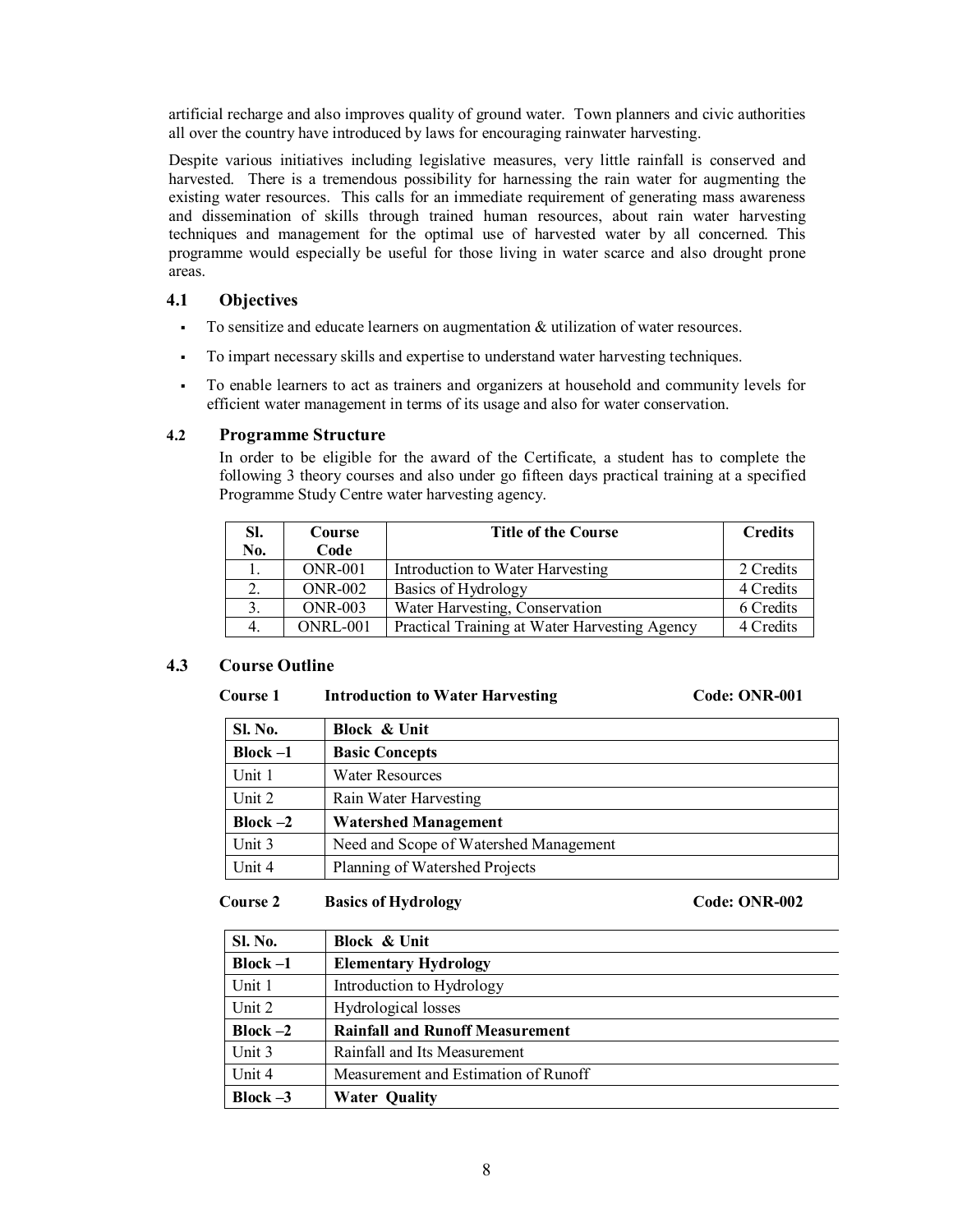artificial recharge and also improves quality of ground water. Town planners and civic authorities all over the country have introduced by laws for encouraging rainwater harvesting.

Despite various initiatives including legislative measures, very little rainfall is conserved and harvested. There is a tremendous possibility for harnessing the rain water for augmenting the existing water resources. This calls for an immediate requirement of generating mass awareness and dissemination of skills through trained human resources, about rain water harvesting techniques and management for the optimal use of harvested water by all concerned. This programme would especially be useful for those living in water scarce and also drought prone areas.

### 4.1 Objectives

- To sensitize and educate learners on augmentation & utilization of water resources.
- To impart necessary skills and expertise to understand water harvesting techniques.
- To enable learners to act as trainers and organizers at household and community levels for efficient water management in terms of its usage and also for water conservation.

### 4.2 Programme Structure

In order to be eligible for the award of the Certificate, a student has to complete the following 3 theory courses and also under go fifteen days practical training at a specified Programme Study Centre water harvesting agency.

| Sl. No. | Course Code | Title of the Course | Credits |
|---|---|---|---|
| 1. | ONR-001 | Introduction to Water Harvesting | 2 Credits |
| 2. | ONR-002 | Basics of Hydrology | 4 Credits |
| 3. | ONR-003 | Water Harvesting, Conservation | 6 Credits |
| 4. | ONRL-001 | Practical Training at Water Harvesting Agency | 4 Credits |

### 4.3 Course Outline

**Course 1 Introduction to Water Harvesting Code: ONR-001**

| Sl. No. | Block & Unit |
|---|---|
| **Block –1** | **Basic Concepts** |
| Unit 1 | Water Resources |
| Unit 2 | Rain Water Harvesting |
| **Block –2** | **Watershed Management** |
| Unit 3 | Need and Scope of Watershed Management |
| Unit 4 | Planning of Watershed Projects |

**Course 2 Basics of Hydrology Code: ONR-002**

| Sl. No. | Block & Unit |
|---|---|
| **Block –1** | **Elementary Hydrology** |
| Unit 1 | Introduction to Hydrology |
| Unit 2 | Hydrological losses |
| **Block –2** | **Rainfall and Runoff Measurement** |
| Unit 3 | Rainfall and Its Measurement |
| Unit 4 | Measurement and Estimation of Runoff |
| **Block –3** | **Water Quality** |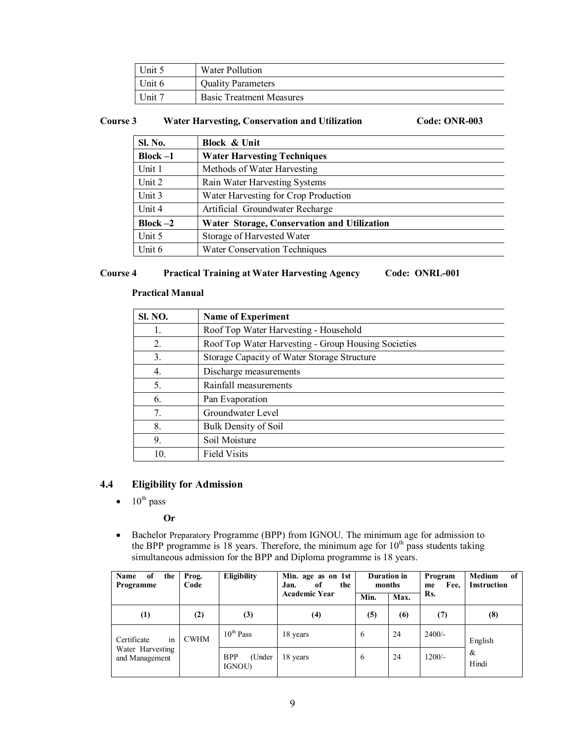| Unit 5 | Water Pollution |
|---|---|
| Unit 6 | Quality Parameters |
| Unit 7 | Basic Treatment Measures |

**Course 3 Water Harvesting, Conservation and Utilization Code: ONR-003**

| Sl. No. | Block & Unit |
|---|---|
| **Block –1** | **Water Harvesting Techniques** |
| Unit 1 | Methods of Water Harvesting |
| Unit 2 | Rain Water Harvesting Systems |
| Unit 3 | Water Harvesting for Crop Production |
| Unit 4 | Artificial Groundwater Recharge |
| **Block –2** | **Water Storage, Conservation and Utilization** |
| Unit 5 | Storage of Harvested Water |
| Unit 6 | Water Conservation Techniques |

**Course 4 Practical Training at Water Harvesting Agency Code: ONRL-001**

**Practical Manual**

| Sl. NO. | Name of Experiment |
|---|---|
| 1. | Roof Top Water Harvesting - Household |
| 2. | Roof Top Water Harvesting - Group Housing Societies |
| 3. | Storage Capacity of Water Storage Structure |
| 4. | Discharge measurements |
| 5. | Rainfall measurements |
| 6. | Pan Evaporation |
| 7. | Groundwater Level |
| 8. | Bulk Density of Soil |
| 9. | Soil Moisture |
| 10. | Field Visits |

## 4.4 Eligibility for Admission

- 10th pass

  **Or**

- Bachelor Preparatory Programme (BPP) from IGNOU. The minimum age for admission to the BPP programme is 18 years. Therefore, the minimum age for 10th pass students taking simultaneous admission for the BPP and Diploma programme is 18 years.

| Name of the Programme | Prog. Code | Eligibility | Min. age as on 1st Jan. of the Academic Year | Duration in months | | Programme Fee, Rs. | Medium of Instruction |
|---|---|---|---|---|---|---|---|
| | | | | Min. | Max. | | |
| (1) | (2) | (3) | (4) | (5) | (6) | (7) | (8) |
| Certificate in Water Harvesting and Management | CWHM | 10th Pass | 18 years | 6 | 24 | 2400/- | English & Hindi |
| | | BPP (Under IGNOU) | 18 years | 6 | 24 | 1200/- | |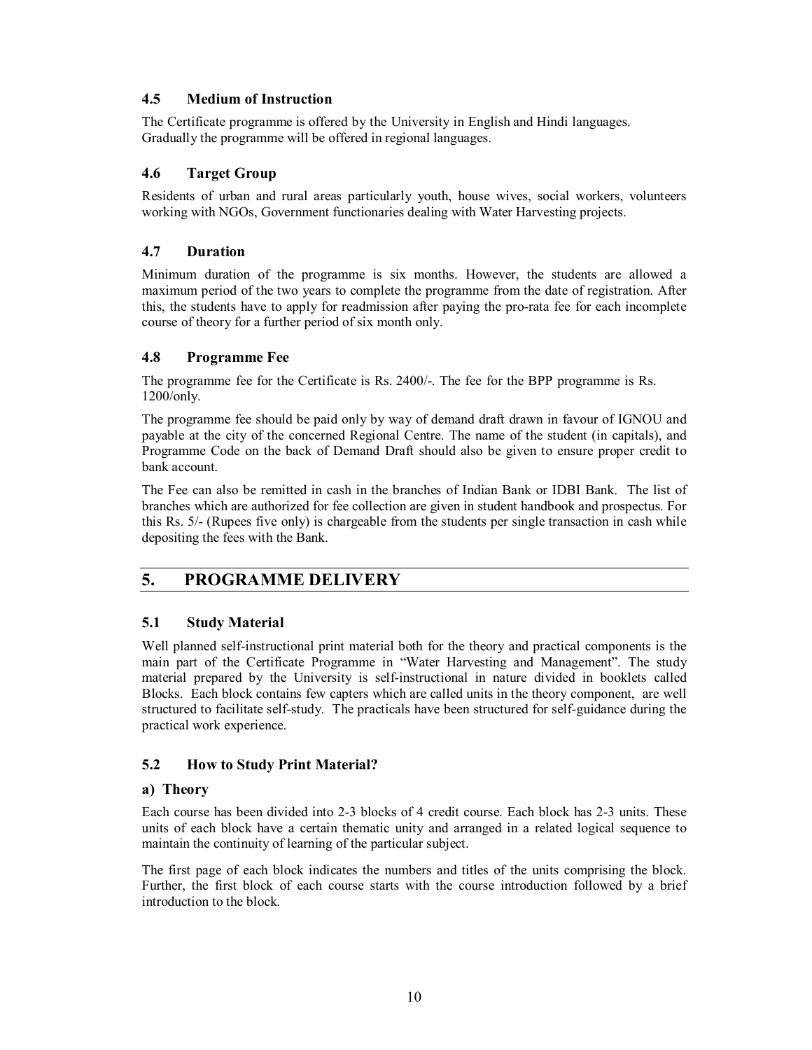### 4.5 Medium of Instruction

The Certificate programme is offered by the University in English and Hindi languages. Gradually the programme will be offered in regional languages.

### 4.6 Target Group

Residents of urban and rural areas particularly youth, house wives, social workers, volunteers working with NGOs, Government functionaries dealing with Water Harvesting projects.

### 4.7 Duration

Minimum duration of the programme is six months. However, the students are allowed a maximum period of the two years to complete the programme from the date of registration. After this, the students have to apply for readmission after paying the pro-rata fee for each incomplete course of theory for a further period of six month only.

### 4.8 Programme Fee

The programme fee for the Certificate is Rs. 2400/-. The fee for the BPP programme is Rs. 1200/only.

The programme fee should be paid only by way of demand draft drawn in favour of IGNOU and payable at the city of the concerned Regional Centre. The name of the student (in capitals), and Programme Code on the back of Demand Draft should also be given to ensure proper credit to bank account.

The Fee can also be remitted in cash in the branches of Indian Bank or IDBI Bank. The list of branches which are authorized for fee collection are given in student handbook and prospectus. For this Rs. 5/- (Rupees five only) is chargeable from the students per single transaction in cash while depositing the fees with the Bank.

## 5. PROGRAMME DELIVERY

### 5.1 Study Material

Well planned self-instructional print material both for the theory and practical components is the main part of the Certificate Programme in "Water Harvesting and Management". The study material prepared by the University is self-instructional in nature divided in booklets called Blocks. Each block contains few capters which are called units in the theory component, are well structured to facilitate self-study. The practicals have been structured for self-guidance during the practical work experience.

### 5.2 How to Study Print Material?

#### a) Theory

Each course has been divided into 2-3 blocks of 4 credit course. Each block has 2-3 units. These units of each block have a certain thematic unity and arranged in a related logical sequence to maintain the continuity of learning of the particular subject.

The first page of each block indicates the numbers and titles of the units comprising the block. Further, the first block of each course starts with the course introduction followed by a brief introduction to the block.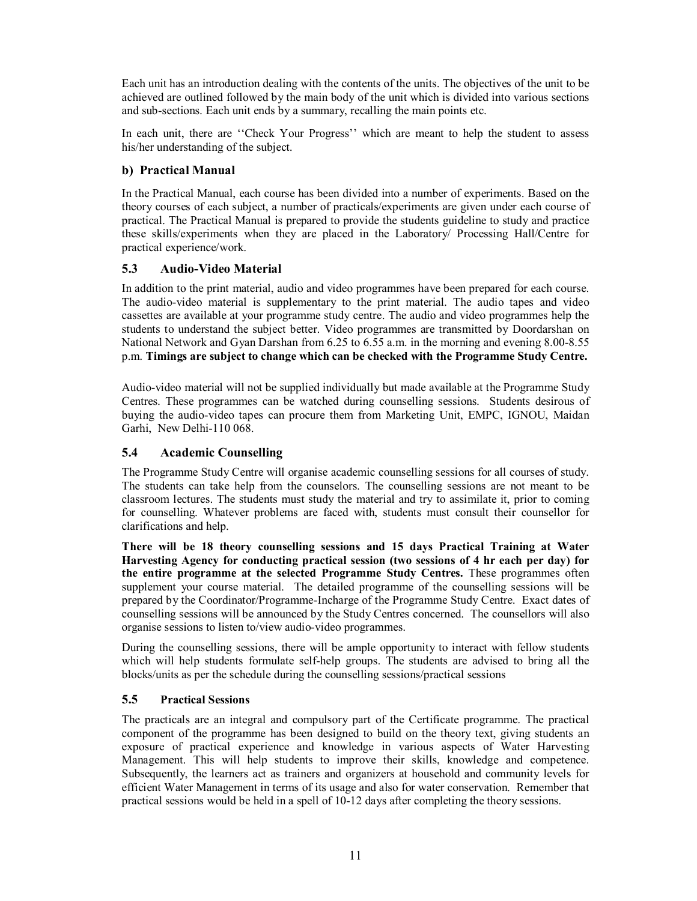Each unit has an introduction dealing with the contents of the units. The objectives of the unit to be achieved are outlined followed by the main body of the unit which is divided into various sections and sub-sections. Each unit ends by a summary, recalling the main points etc.

In each unit, there are ''Check Your Progress'' which are meant to help the student to assess his/her understanding of the subject.

### b) Practical Manual

In the Practical Manual, each course has been divided into a number of experiments. Based on the theory courses of each subject, a number of practicals/experiments are given under each course of practical. The Practical Manual is prepared to provide the students guideline to study and practice these skills/experiments when they are placed in the Laboratory/ Processing Hall/Centre for practical experience/work.

## 5.3 Audio-Video Material

In addition to the print material, audio and video programmes have been prepared for each course. The audio-video material is supplementary to the print material. The audio tapes and video cassettes are available at your programme study centre. The audio and video programmes help the students to understand the subject better. Video programmes are transmitted by Doordarshan on National Network and Gyan Darshan from 6.25 to 6.55 a.m. in the morning and evening 8.00-8.55 p.m. **Timings are subject to change which can be checked with the Programme Study Centre.**

Audio-video material will not be supplied individually but made available at the Programme Study Centres. These programmes can be watched during counselling sessions. Students desirous of buying the audio-video tapes can procure them from Marketing Unit, EMPC, IGNOU, Maidan Garhi, New Delhi-110 068.

## 5.4 Academic Counselling

The Programme Study Centre will organise academic counselling sessions for all courses of study. The students can take help from the counselors. The counselling sessions are not meant to be classroom lectures. The students must study the material and try to assimilate it, prior to coming for counselling. Whatever problems are faced with, students must consult their counsellor for clarifications and help.

**There will be 18 theory counselling sessions and 15 days Practical Training at Water Harvesting Agency for conducting practical session (two sessions of 4 hr each per day) for the entire programme at the selected Programme Study Centres.** These programmes often supplement your course material. The detailed programme of the counselling sessions will be prepared by the Coordinator/Programme-Incharge of the Programme Study Centre. Exact dates of counselling sessions will be announced by the Study Centres concerned. The counsellors will also organise sessions to listen to/view audio-video programmes.

During the counselling sessions, there will be ample opportunity to interact with fellow students which will help students formulate self-help groups. The students are advised to bring all the blocks/units as per the schedule during the counselling sessions/practical sessions

## 5.5 Practical Sessions

The practicals are an integral and compulsory part of the Certificate programme. The practical component of the programme has been designed to build on the theory text, giving students an exposure of practical experience and knowledge in various aspects of Water Harvesting Management. This will help students to improve their skills, knowledge and competence. Subsequently, the learners act as trainers and organizers at household and community levels for efficient Water Management in terms of its usage and also for water conservation. Remember that practical sessions would be held in a spell of 10-12 days after completing the theory sessions.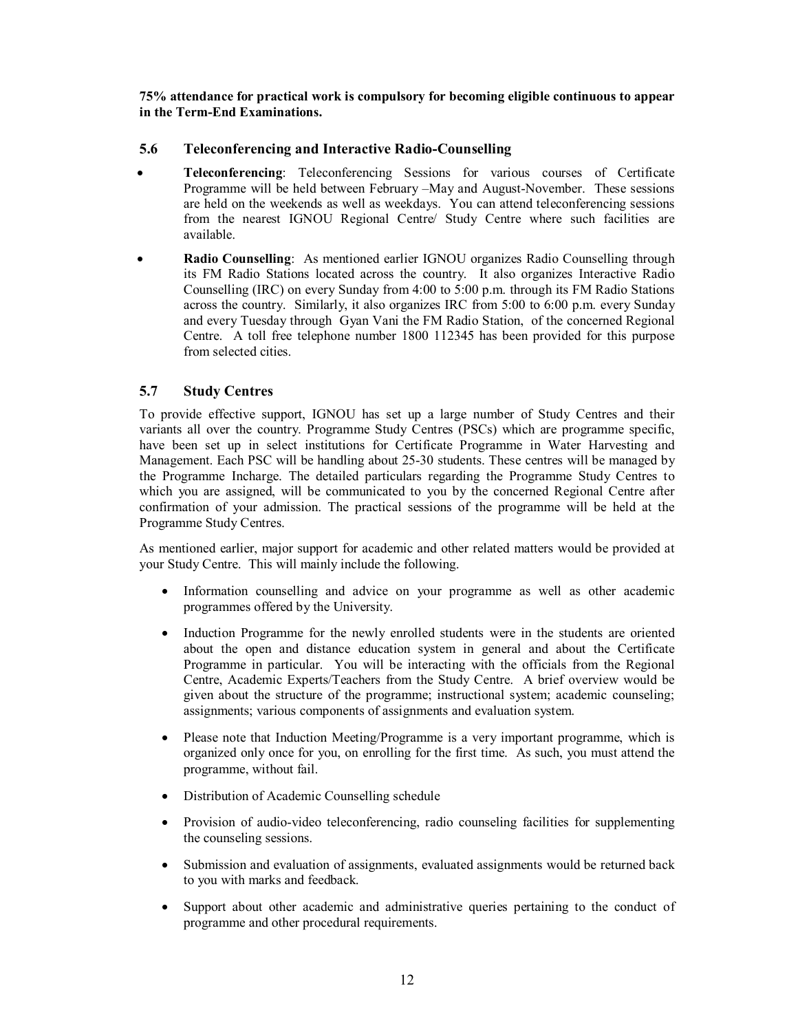**75% attendance for practical work is compulsory for becoming eligible continuous to appear in the Term-End Examinations.**

### 5.6 Teleconferencing and Interactive Radio-Counselling

- **Teleconferencing**: Teleconferencing Sessions for various courses of Certificate Programme will be held between February –May and August-November. These sessions are held on the weekends as well as weekdays. You can attend teleconferencing sessions from the nearest IGNOU Regional Centre/ Study Centre where such facilities are available.
- **Radio Counselling**: As mentioned earlier IGNOU organizes Radio Counselling through its FM Radio Stations located across the country. It also organizes Interactive Radio Counselling (IRC) on every Sunday from 4:00 to 5:00 p.m. through its FM Radio Stations across the country. Similarly, it also organizes IRC from 5:00 to 6:00 p.m. every Sunday and every Tuesday through Gyan Vani the FM Radio Station, of the concerned Regional Centre. A toll free telephone number 1800 112345 has been provided for this purpose from selected cities.

### 5.7 Study Centres

To provide effective support, IGNOU has set up a large number of Study Centres and their variants all over the country. Programme Study Centres (PSCs) which are programme specific, have been set up in select institutions for Certificate Programme in Water Harvesting and Management. Each PSC will be handling about 25-30 students. These centres will be managed by the Programme Incharge. The detailed particulars regarding the Programme Study Centres to which you are assigned, will be communicated to you by the concerned Regional Centre after confirmation of your admission. The practical sessions of the programme will be held at the Programme Study Centres.

As mentioned earlier, major support for academic and other related matters would be provided at your Study Centre. This will mainly include the following.

- Information counselling and advice on your programme as well as other academic programmes offered by the University.
- Induction Programme for the newly enrolled students were in the students are oriented about the open and distance education system in general and about the Certificate Programme in particular. You will be interacting with the officials from the Regional Centre, Academic Experts/Teachers from the Study Centre. A brief overview would be given about the structure of the programme; instructional system; academic counseling; assignments; various components of assignments and evaluation system.
- Please note that Induction Meeting/Programme is a very important programme, which is organized only once for you, on enrolling for the first time. As such, you must attend the programme, without fail.
- Distribution of Academic Counselling schedule
- Provision of audio-video teleconferencing, radio counseling facilities for supplementing the counseling sessions.
- Submission and evaluation of assignments, evaluated assignments would be returned back to you with marks and feedback.
- Support about other academic and administrative queries pertaining to the conduct of programme and other procedural requirements.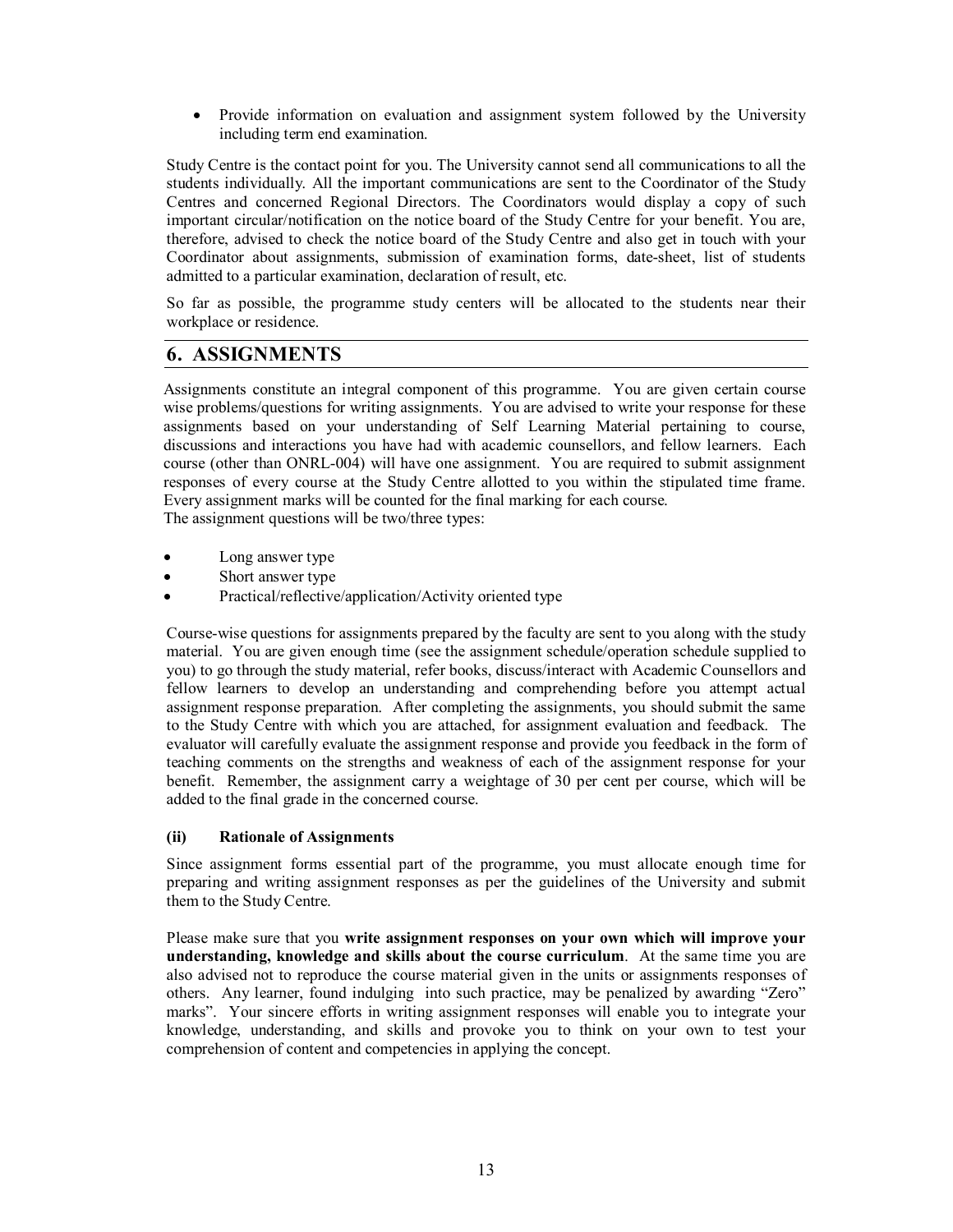- Provide information on evaluation and assignment system followed by the University including term end examination.

Study Centre is the contact point for you. The University cannot send all communications to all the students individually. All the important communications are sent to the Coordinator of the Study Centres and concerned Regional Directors. The Coordinators would display a copy of such important circular/notification on the notice board of the Study Centre for your benefit. You are, therefore, advised to check the notice board of the Study Centre and also get in touch with your Coordinator about assignments, submission of examination forms, date-sheet, list of students admitted to a particular examination, declaration of result, etc.

So far as possible, the programme study centers will be allocated to the students near their workplace or residence.

## 6. ASSIGNMENTS

Assignments constitute an integral component of this programme. You are given certain course wise problems/questions for writing assignments. You are advised to write your response for these assignments based on your understanding of Self Learning Material pertaining to course, discussions and interactions you have had with academic counsellors, and fellow learners. Each course (other than ONRL-004) will have one assignment. You are required to submit assignment responses of every course at the Study Centre allotted to you within the stipulated time frame. Every assignment marks will be counted for the final marking for each course.
The assignment questions will be two/three types:

- Long answer type
- Short answer type
- Practical/reflective/application/Activity oriented type

Course-wise questions for assignments prepared by the faculty are sent to you along with the study material. You are given enough time (see the assignment schedule/operation schedule supplied to you) to go through the study material, refer books, discuss/interact with Academic Counsellors and fellow learners to develop an understanding and comprehending before you attempt actual assignment response preparation. After completing the assignments, you should submit the same to the Study Centre with which you are attached, for assignment evaluation and feedback. The evaluator will carefully evaluate the assignment response and provide you feedback in the form of teaching comments on the strengths and weakness of each of the assignment response for your benefit. Remember, the assignment carry a weightage of 30 per cent per course, which will be added to the final grade in the concerned course.

### (ii) Rationale of Assignments

Since assignment forms essential part of the programme, you must allocate enough time for preparing and writing assignment responses as per the guidelines of the University and submit them to the Study Centre.

Please make sure that you **write assignment responses on your own which will improve your understanding, knowledge and skills about the course curriculum**. At the same time you are also advised not to reproduce the course material given in the units or assignments responses of others. Any learner, found indulging into such practice, may be penalized by awarding "Zero" marks". Your sincere efforts in writing assignment responses will enable you to integrate your knowledge, understanding, and skills and provoke you to think on your own to test your comprehension of content and competencies in applying the concept.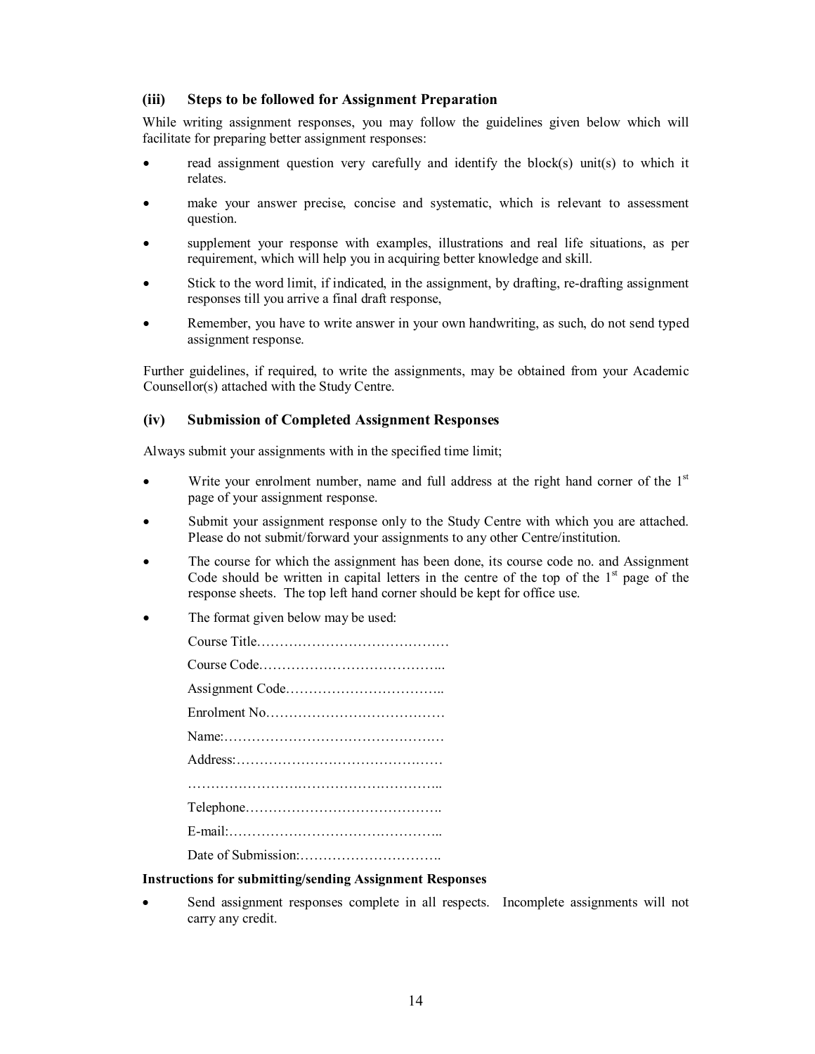### (iii) Steps to be followed for Assignment Preparation

While writing assignment responses, you may follow the guidelines given below which will facilitate for preparing better assignment responses:

- read assignment question very carefully and identify the block(s) unit(s) to which it relates.
- make your answer precise, concise and systematic, which is relevant to assessment question.
- supplement your response with examples, illustrations and real life situations, as per requirement, which will help you in acquiring better knowledge and skill.
- Stick to the word limit, if indicated, in the assignment, by drafting, re-drafting assignment responses till you arrive a final draft response,
- Remember, you have to write answer in your own handwriting, as such, do not send typed assignment response.

Further guidelines, if required, to write the assignments, may be obtained from your Academic Counsellor(s) attached with the Study Centre.

### (iv) Submission of Completed Assignment Responses

Always submit your assignments with in the specified time limit;

- Write your enrolment number, name and full address at the right hand corner of the 1st page of your assignment response.
- Submit your assignment response only to the Study Centre with which you are attached. Please do not submit/forward your assignments to any other Centre/institution.
- The course for which the assignment has been done, its course code no. and Assignment Code should be written in capital letters in the centre of the top of the 1st page of the response sheets. The top left hand corner should be kept for office use.
- The format given below may be used:

  Course Title……………………………………

  Course Code…………………………………..

  Assignment Code……………………………..

  Enrolment No…………………………………

  Name:…………………………………………

  Address:………………………………………

  ………………………………………………..

  Telephone……………………………………..

  E-mail:………………………………………..

  Date of Submission:…………………………..

**Instructions for submitting/sending Assignment Responses**

- Send assignment responses complete in all respects. Incomplete assignments will not carry any credit.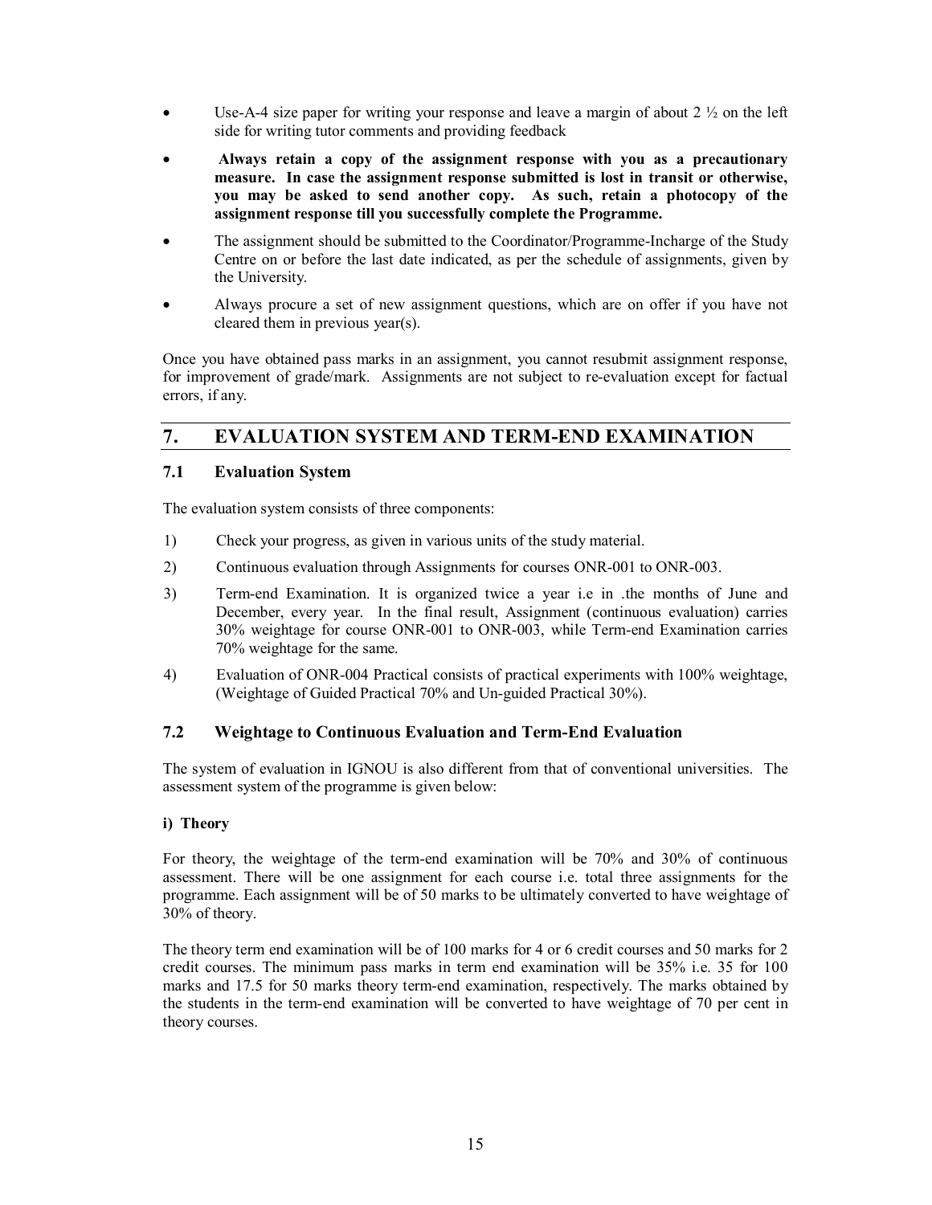- Use-A-4 size paper for writing your response and leave a margin of about 2 ½ on the left side for writing tutor comments and providing feedback
- **Always retain a copy of the assignment response with you as a precautionary measure. In case the assignment response submitted is lost in transit or otherwise, you may be asked to send another copy. As such, retain a photocopy of the assignment response till you successfully complete the Programme.**
- The assignment should be submitted to the Coordinator/Programme-Incharge of the Study Centre on or before the last date indicated, as per the schedule of assignments, given by the University.
- Always procure a set of new assignment questions, which are on offer if you have not cleared them in previous year(s).

Once you have obtained pass marks in an assignment, you cannot resubmit assignment response, for improvement of grade/mark. Assignments are not subject to re-evaluation except for factual errors, if any.

## 7. EVALUATION SYSTEM AND TERM-END EXAMINATION

### 7.1 Evaluation System

The evaluation system consists of three components:

1) Check your progress, as given in various units of the study material.
2) Continuous evaluation through Assignments for courses ONR-001 to ONR-003.
3) Term-end Examination. It is organized twice a year i.e in .the months of June and December, every year. In the final result, Assignment (continuous evaluation) carries 30% weightage for course ONR-001 to ONR-003, while Term-end Examination carries 70% weightage for the same.
4) Evaluation of ONR-004 Practical consists of practical experiments with 100% weightage, (Weightage of Guided Practical 70% and Un-guided Practical 30%).

### 7.2 Weightage to Continuous Evaluation and Term-End Evaluation

The system of evaluation in IGNOU is also different from that of conventional universities. The assessment system of the programme is given below:

**i) Theory**

For theory, the weightage of the term-end examination will be 70% and 30% of continuous assessment. There will be one assignment for each course i.e. total three assignments for the programme. Each assignment will be of 50 marks to be ultimately converted to have weightage of 30% of theory.

The theory term end examination will be of 100 marks for 4 or 6 credit courses and 50 marks for 2 credit courses. The minimum pass marks in term end examination will be 35% i.e. 35 for 100 marks and 17.5 for 50 marks theory term-end examination, respectively. The marks obtained by the students in the term-end examination will be converted to have weightage of 70 per cent in theory courses.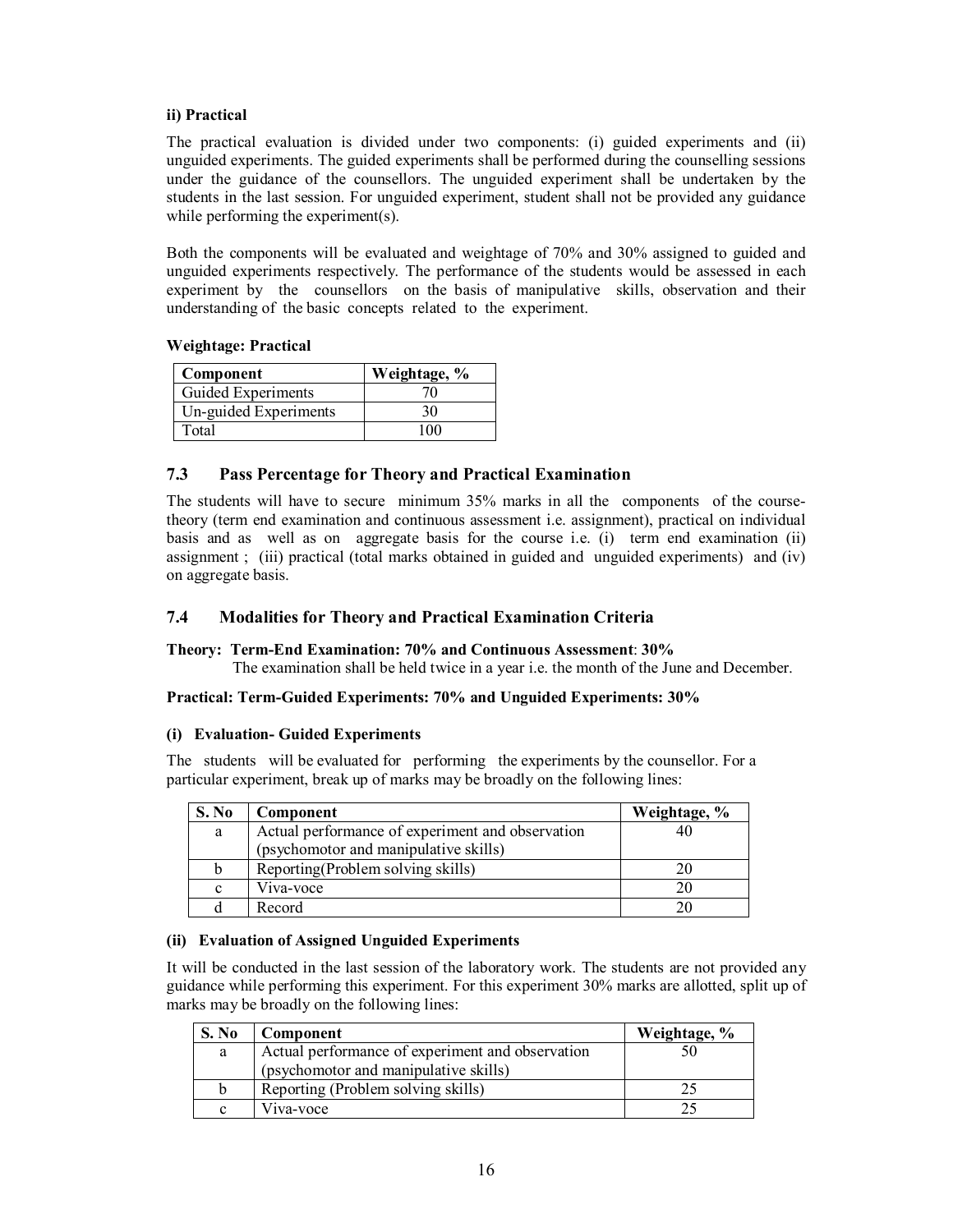**ii) Practical**

The practical evaluation is divided under two components: (i) guided experiments and (ii) unguided experiments. The guided experiments shall be performed during the counselling sessions under the guidance of the counsellors. The unguided experiment shall be undertaken by the students in the last session. For unguided experiment, student shall not be provided any guidance while performing the experiment(s).

Both the components will be evaluated and weightage of 70% and 30% assigned to guided and unguided experiments respectively. The performance of the students would be assessed in each experiment by the counsellors on the basis of manipulative skills, observation and their understanding of the basic concepts related to the experiment.

**Weightage: Practical**

| Component | Weightage, % |
|---|---|
| Guided Experiments | 70 |
| Un-guided Experiments | 30 |
| Total | 100 |

## 7.3 Pass Percentage for Theory and Practical Examination

The students will have to secure minimum 35% marks in all the components of the course-theory (term end examination and continuous assessment i.e. assignment), practical on individual basis and as well as on aggregate basis for the course i.e. (i) term end examination (ii) assignment ; (iii) practical (total marks obtained in guided and unguided experiments) and (iv) on aggregate basis.

## 7.4 Modalities for Theory and Practical Examination Criteria

**Theory: Term-End Examination: 70% and Continuous Assessment: 30%**

The examination shall be held twice in a year i.e. the month of the June and December.

**Practical: Term-Guided Experiments: 70% and Unguided Experiments: 30%**

**(i) Evaluation- Guided Experiments**

The students will be evaluated for performing the experiments by the counsellor. For a particular experiment, break up of marks may be broadly on the following lines:

| S. No | Component | Weightage, % |
|---|---|---|
| a | Actual performance of experiment and observation (psychomotor and manipulative skills) | 40 |
| b | Reporting(Problem solving skills) | 20 |
| c | Viva-voce | 20 |
| d | Record | 20 |

**(ii) Evaluation of Assigned Unguided Experiments**

It will be conducted in the last session of the laboratory work. The students are not provided any guidance while performing this experiment. For this experiment 30% marks are allotted, split up of marks may be broadly on the following lines:

| S. No | Component | Weightage, % |
|---|---|---|
| a | Actual performance of experiment and observation (psychomotor and manipulative skills) | 50 |
| b | Reporting (Problem solving skills) | 25 |
| c | Viva-voce | 25 |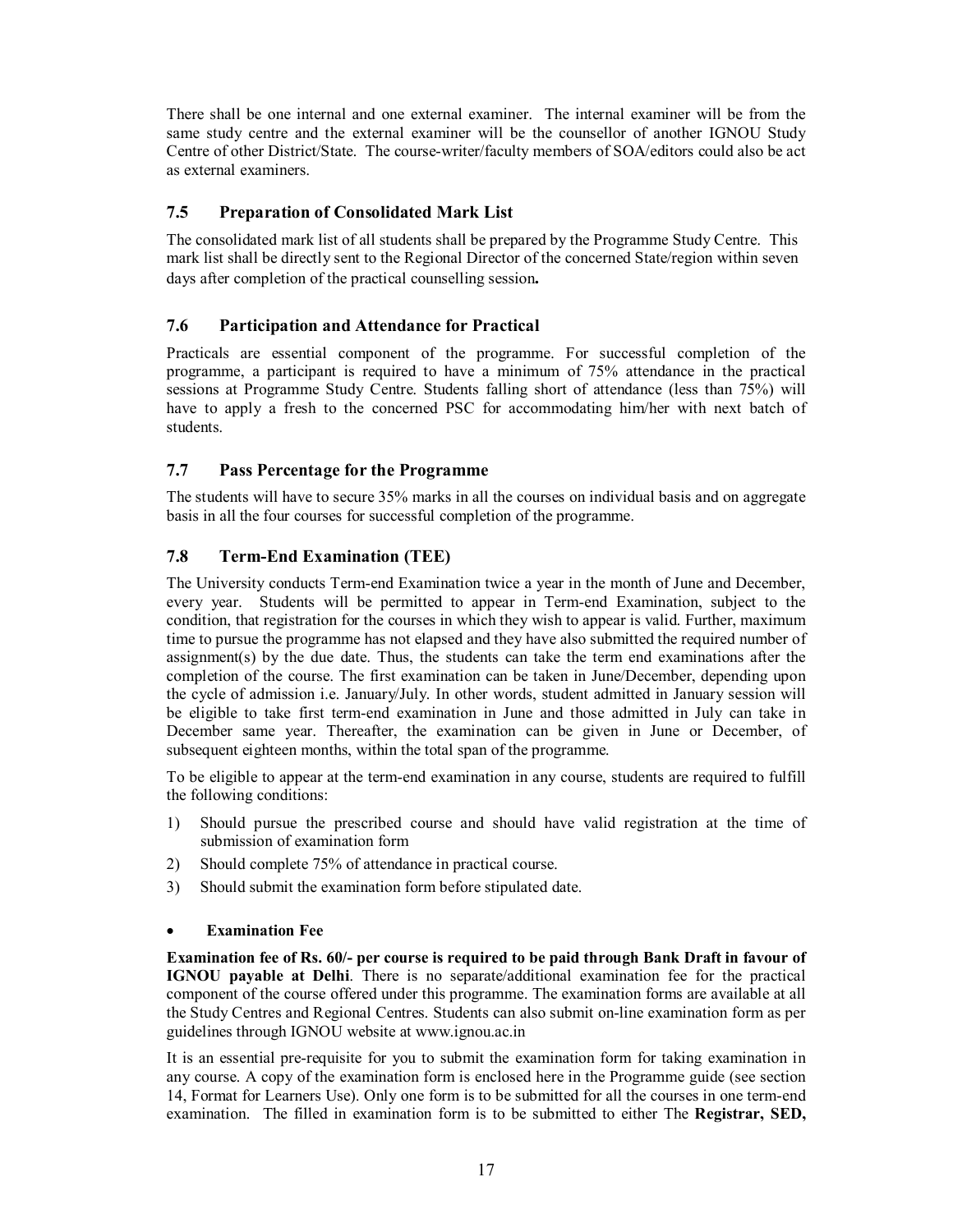There shall be one internal and one external examiner. The internal examiner will be from the same study centre and the external examiner will be the counsellor of another IGNOU Study Centre of other District/State. The course-writer/faculty members of SOA/editors could also be act as external examiners.

### 7.5 Preparation of Consolidated Mark List

The consolidated mark list of all students shall be prepared by the Programme Study Centre. This mark list shall be directly sent to the Regional Director of the concerned State/region within seven days after completion of the practical counselling session**.**

### 7.6 Participation and Attendance for Practical

Practicals are essential component of the programme. For successful completion of the programme, a participant is required to have a minimum of 75% attendance in the practical sessions at Programme Study Centre. Students falling short of attendance (less than 75%) will have to apply a fresh to the concerned PSC for accommodating him/her with next batch of students.

### 7.7 Pass Percentage for the Programme

The students will have to secure 35% marks in all the courses on individual basis and on aggregate basis in all the four courses for successful completion of the programme.

### 7.8 Term-End Examination (TEE)

The University conducts Term-end Examination twice a year in the month of June and December, every year. Students will be permitted to appear in Term-end Examination, subject to the condition, that registration for the courses in which they wish to appear is valid. Further, maximum time to pursue the programme has not elapsed and they have also submitted the required number of assignment(s) by the due date. Thus, the students can take the term end examinations after the completion of the course. The first examination can be taken in June/December, depending upon the cycle of admission i.e. January/July. In other words, student admitted in January session will be eligible to take first term-end examination in June and those admitted in July can take in December same year. Thereafter, the examination can be given in June or December, of subsequent eighteen months, within the total span of the programme.

To be eligible to appear at the term-end examination in any course, students are required to fulfill the following conditions:

1) Should pursue the prescribed course and should have valid registration at the time of submission of examination form
2) Should complete 75% of attendance in practical course.
3) Should submit the examination form before stipulated date.

- **Examination Fee**

**Examination fee of Rs. 60/- per course is required to be paid through Bank Draft in favour of IGNOU payable at Delhi**. There is no separate/additional examination fee for the practical component of the course offered under this programme. The examination forms are available at all the Study Centres and Regional Centres. Students can also submit on-line examination form as per guidelines through IGNOU website at www.ignou.ac.in

It is an essential pre-requisite for you to submit the examination form for taking examination in any course. A copy of the examination form is enclosed here in the Programme guide (see section 14, Format for Learners Use). Only one form is to be submitted for all the courses in one term-end examination. The filled in examination form is to be submitted to either The **Registrar, SED,**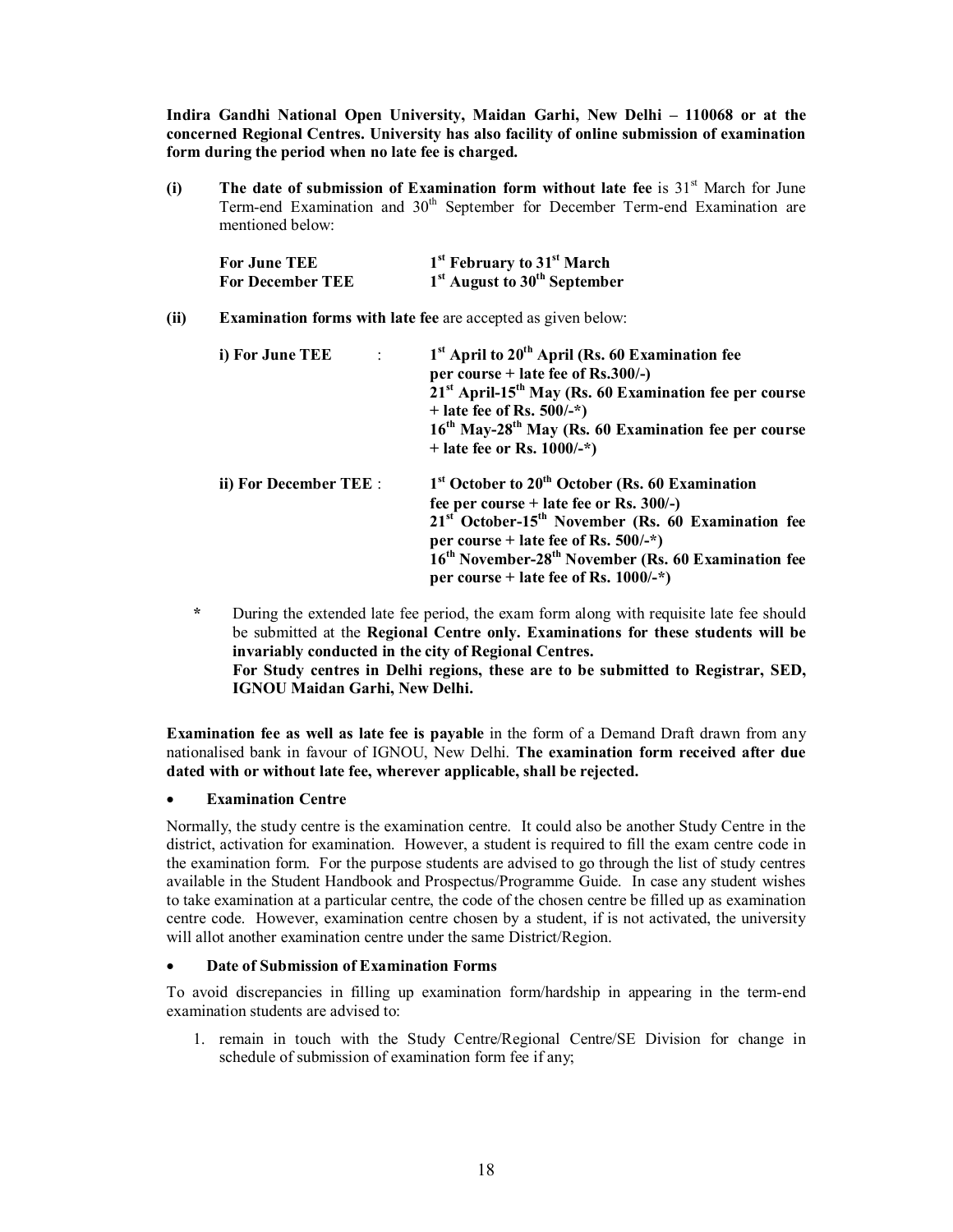**Indira Gandhi National Open University, Maidan Garhi, New Delhi – 110068 or at the concerned Regional Centres. University has also facility of online submission of examination form during the period when no late fee is charged.**

**(i) The date of submission of Examination form without late fee** is 31st March for June Term-end Examination and 30th September for December Term-end Examination are mentioned below:

| | |
|---|---|
| **For June TEE** | **1st February to 31st March** |
| **For December TEE** | **1st August to 30th September** |

**(ii) Examination forms with late fee** are accepted as given below:

| | |
|---|---|
| **i) For June TEE :** | **1st April to 20th April (Rs. 60 Examination fee per course + late fee of Rs.300/-)**<br>**21st April-15th May (Rs. 60 Examination fee per course + late fee of Rs. 500/-*)**<br>**16th May-28th May (Rs. 60 Examination fee per course + late fee or Rs. 1000/-*)** |
| **ii) For December TEE :** | **1st October to 20th October (Rs. 60 Examination fee per course + late fee or Rs. 300/-)**<br>**21st October-15th November (Rs. 60 Examination fee per course + late fee of Rs. 500/-*)**<br>**16th November-28th November (Rs. 60 Examination fee per course + late fee of Rs. 1000/-*)** |

\* During the extended late fee period, the exam form along with requisite late fee should be submitted at the **Regional Centre only. Examinations for these students will be invariably conducted in the city of Regional Centres.**
**For Study centres in Delhi regions, these are to be submitted to Registrar, SED, IGNOU Maidan Garhi, New Delhi.**

**Examination fee as well as late fee is payable** in the form of a Demand Draft drawn from any nationalised bank in favour of IGNOU, New Delhi. **The examination form received after due dated with or without late fee, wherever applicable, shall be rejected.**

- **Examination Centre**

Normally, the study centre is the examination centre. It could also be another Study Centre in the district, activation for examination. However, a student is required to fill the exam centre code in the examination form. For the purpose students are advised to go through the list of study centres available in the Student Handbook and Prospectus/Programme Guide. In case any student wishes to take examination at a particular centre, the code of the chosen centre be filled up as examination centre code. However, examination centre chosen by a student, if is not activated, the university will allot another examination centre under the same District/Region.

- **Date of Submission of Examination Forms**

To avoid discrepancies in filling up examination form/hardship in appearing in the term-end examination students are advised to:

1. remain in touch with the Study Centre/Regional Centre/SE Division for change in schedule of submission of examination form fee if any;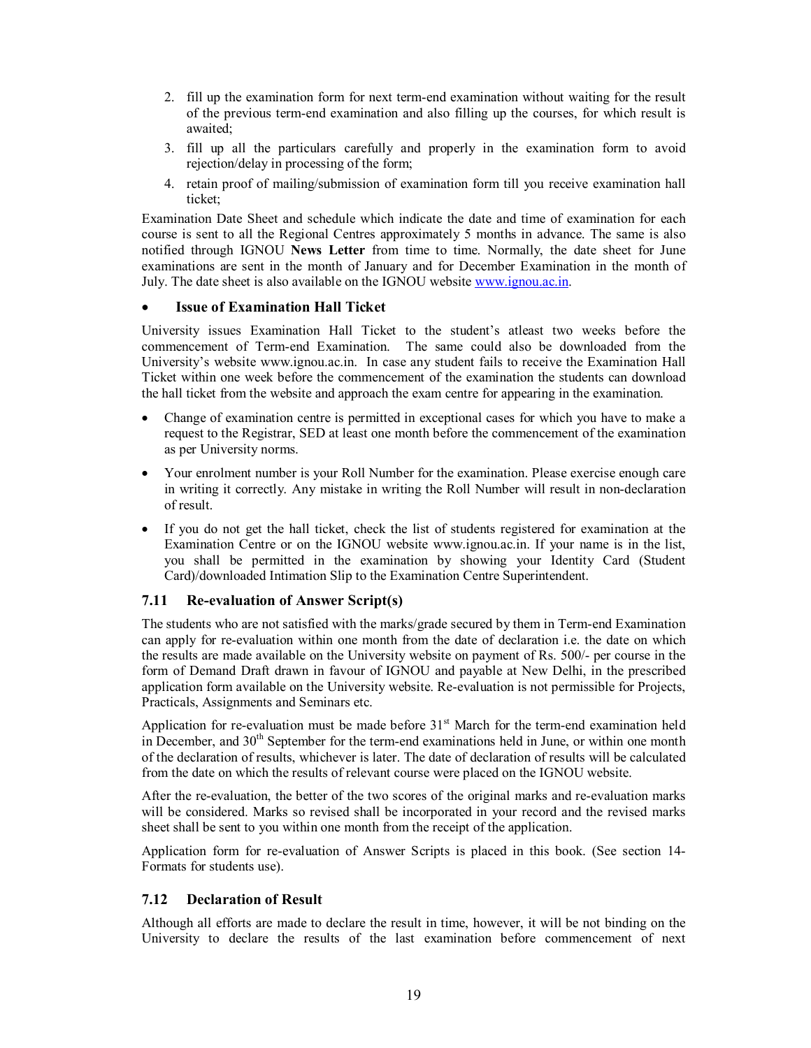2. fill up the examination form for next term-end examination without waiting for the result of the previous term-end examination and also filling up the courses, for which result is awaited;
3. fill up all the particulars carefully and properly in the examination form to avoid rejection/delay in processing of the form;
4. retain proof of mailing/submission of examination form till you receive examination hall ticket;

Examination Date Sheet and schedule which indicate the date and time of examination for each course is sent to all the Regional Centres approximately 5 months in advance. The same is also notified through IGNOU **News Letter** from time to time. Normally, the date sheet for June examinations are sent in the month of January and for December Examination in the month of July. The date sheet is also available on the IGNOU website [www.ignou.ac.in](www.ignou.ac.in).

- **Issue of Examination Hall Ticket**

University issues Examination Hall Ticket to the student's atleast two weeks before the commencement of Term-end Examination. The same could also be downloaded from the University's website www.ignou.ac.in. In case any student fails to receive the Examination Hall Ticket within one week before the commencement of the examination the students can download the hall ticket from the website and approach the exam centre for appearing in the examination.

- Change of examination centre is permitted in exceptional cases for which you have to make a request to the Registrar, SED at least one month before the commencement of the examination as per University norms.
- Your enrolment number is your Roll Number for the examination. Please exercise enough care in writing it correctly. Any mistake in writing the Roll Number will result in non-declaration of result.
- If you do not get the hall ticket, check the list of students registered for examination at the Examination Centre or on the IGNOU website www.ignou.ac.in. If your name is in the list, you shall be permitted in the examination by showing your Identity Card (Student Card)/downloaded Intimation Slip to the Examination Centre Superintendent.

## 7.11 Re-evaluation of Answer Script(s)

The students who are not satisfied with the marks/grade secured by them in Term-end Examination can apply for re-evaluation within one month from the date of declaration i.e. the date on which the results are made available on the University website on payment of Rs. 500/- per course in the form of Demand Draft drawn in favour of IGNOU and payable at New Delhi, in the prescribed application form available on the University website. Re-evaluation is not permissible for Projects, Practicals, Assignments and Seminars etc.

Application for re-evaluation must be made before 31st March for the term-end examination held in December, and 30th September for the term-end examinations held in June, or within one month of the declaration of results, whichever is later. The date of declaration of results will be calculated from the date on which the results of relevant course were placed on the IGNOU website.

After the re-evaluation, the better of the two scores of the original marks and re-evaluation marks will be considered. Marks so revised shall be incorporated in your record and the revised marks sheet shall be sent to you within one month from the receipt of the application.

Application form for re-evaluation of Answer Scripts is placed in this book. (See section 14-Formats for students use).

## 7.12 Declaration of Result

Although all efforts are made to declare the result in time, however, it will be not binding on the University to declare the results of the last examination before commencement of next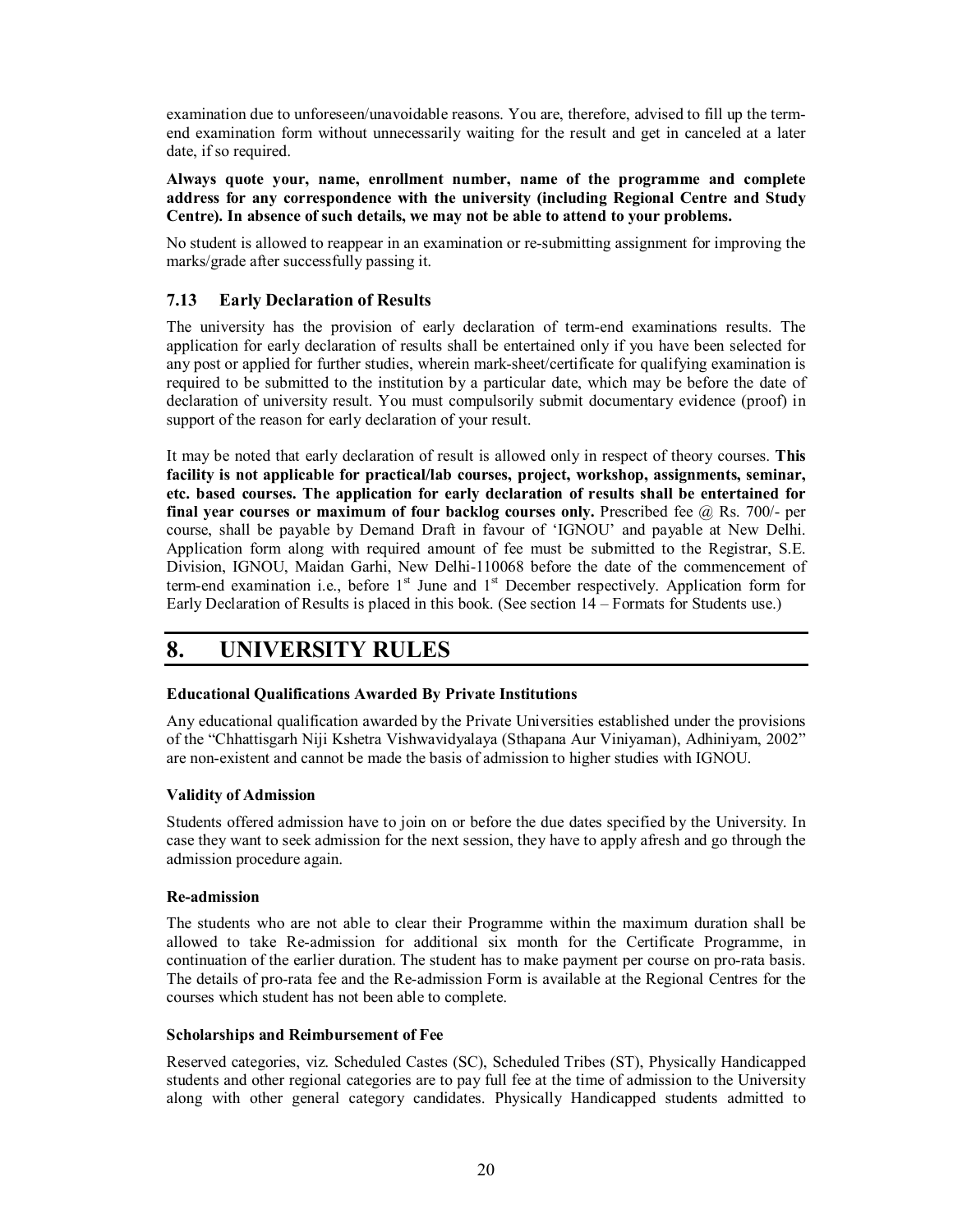examination due to unforeseen/unavoidable reasons. You are, therefore, advised to fill up the term-end examination form without unnecessarily waiting for the result and get in canceled at a later date, if so required.

**Always quote your, name, enrollment number, name of the programme and complete address for any correspondence with the university (including Regional Centre and Study Centre). In absence of such details, we may not be able to attend to your problems.**

No student is allowed to reappear in an examination or re-submitting assignment for improving the marks/grade after successfully passing it.

### 7.13 Early Declaration of Results

The university has the provision of early declaration of term-end examinations results. The application for early declaration of results shall be entertained only if you have been selected for any post or applied for further studies, wherein mark-sheet/certificate for qualifying examination is required to be submitted to the institution by a particular date, which may be before the date of declaration of university result. You must compulsorily submit documentary evidence (proof) in support of the reason for early declaration of your result.

It may be noted that early declaration of result is allowed only in respect of theory courses. **This facility is not applicable for practical/lab courses, project, workshop, assignments, seminar, etc. based courses. The application for early declaration of results shall be entertained for final year courses or maximum of four backlog courses only.** Prescribed fee @ Rs. 700/- per course, shall be payable by Demand Draft in favour of 'IGNOU' and payable at New Delhi. Application form along with required amount of fee must be submitted to the Registrar, S.E. Division, IGNOU, Maidan Garhi, New Delhi-110068 before the date of the commencement of term-end examination i.e., before 1st June and 1st December respectively. Application form for Early Declaration of Results is placed in this book. (See section 14 – Formats for Students use.)

## 8. UNIVERSITY RULES

**Educational Qualifications Awarded By Private Institutions**

Any educational qualification awarded by the Private Universities established under the provisions of the "Chhattisgarh Niji Kshetra Vishwavidyalaya (Sthapana Aur Viniyaman), Adhiniyam, 2002" are non-existent and cannot be made the basis of admission to higher studies with IGNOU.

**Validity of Admission**

Students offered admission have to join on or before the due dates specified by the University. In case they want to seek admission for the next session, they have to apply afresh and go through the admission procedure again.

**Re-admission**

The students who are not able to clear their Programme within the maximum duration shall be allowed to take Re-admission for additional six month for the Certificate Programme, in continuation of the earlier duration. The student has to make payment per course on pro-rata basis. The details of pro-rata fee and the Re-admission Form is available at the Regional Centres for the courses which student has not been able to complete.

**Scholarships and Reimbursement of Fee**

Reserved categories, viz. Scheduled Castes (SC), Scheduled Tribes (ST), Physically Handicapped students and other regional categories are to pay full fee at the time of admission to the University along with other general category candidates. Physically Handicapped students admitted to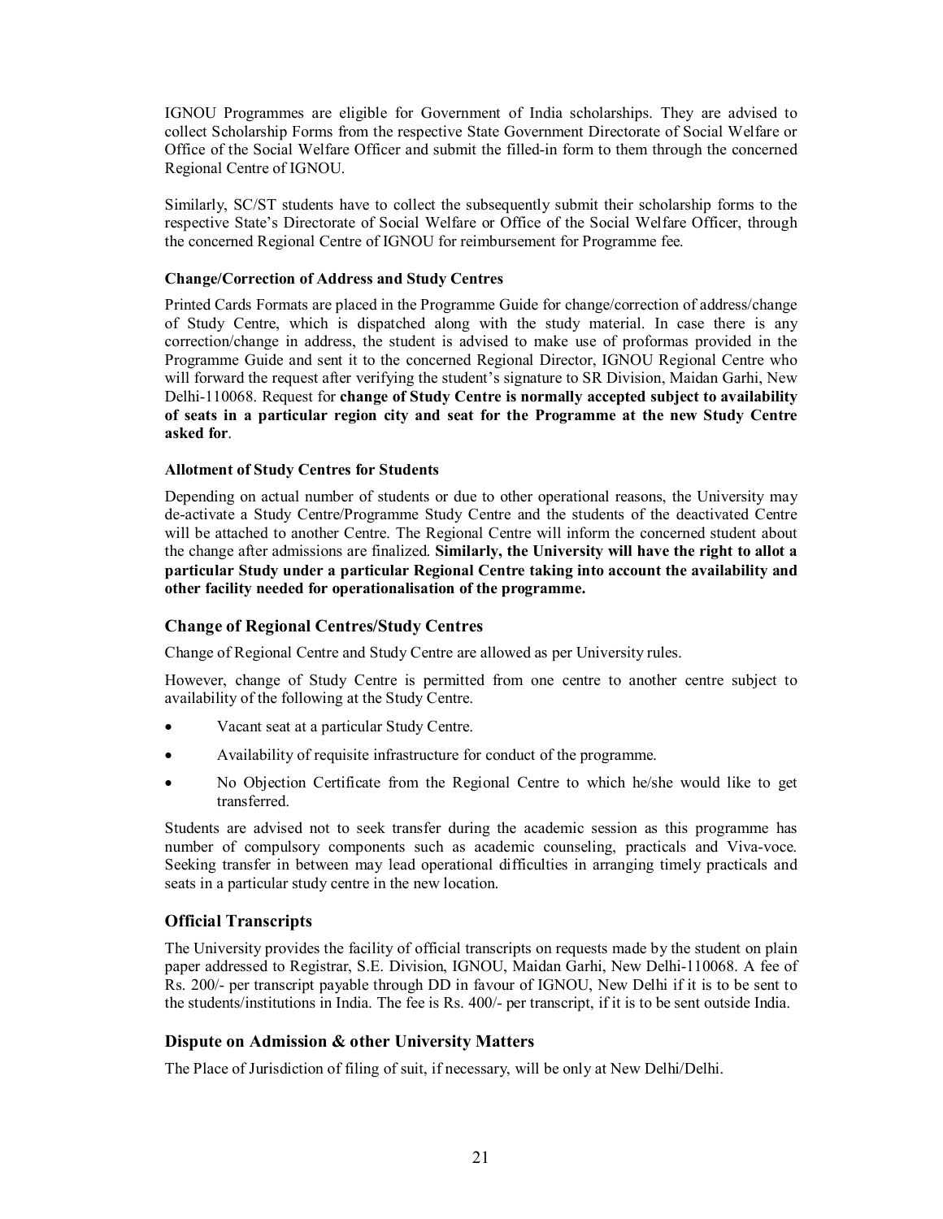IGNOU Programmes are eligible for Government of India scholarships. They are advised to collect Scholarship Forms from the respective State Government Directorate of Social Welfare or Office of the Social Welfare Officer and submit the filled-in form to them through the concerned Regional Centre of IGNOU.

Similarly, SC/ST students have to collect the subsequently submit their scholarship forms to the respective State's Directorate of Social Welfare or Office of the Social Welfare Officer, through the concerned Regional Centre of IGNOU for reimbursement for Programme fee.

#### Change/Correction of Address and Study Centres

Printed Cards Formats are placed in the Programme Guide for change/correction of address/change of Study Centre, which is dispatched along with the study material. In case there is any correction/change in address, the student is advised to make use of proformas provided in the Programme Guide and sent it to the concerned Regional Director, IGNOU Regional Centre who will forward the request after verifying the student's signature to SR Division, Maidan Garhi, New Delhi-110068. Request for **change of Study Centre is normally accepted subject to availability of seats in a particular region city and seat for the Programme at the new Study Centre asked for**.

#### Allotment of Study Centres for Students

Depending on actual number of students or due to other operational reasons, the University may de-activate a Study Centre/Programme Study Centre and the students of the deactivated Centre will be attached to another Centre. The Regional Centre will inform the concerned student about the change after admissions are finalized. **Similarly, the University will have the right to allot a particular Study under a particular Regional Centre taking into account the availability and other facility needed for operationalisation of the programme.**

### Change of Regional Centres/Study Centres

Change of Regional Centre and Study Centre are allowed as per University rules.

However, change of Study Centre is permitted from one centre to another centre subject to availability of the following at the Study Centre.

- Vacant seat at a particular Study Centre.
- Availability of requisite infrastructure for conduct of the programme.
- No Objection Certificate from the Regional Centre to which he/she would like to get transferred.

Students are advised not to seek transfer during the academic session as this programme has number of compulsory components such as academic counseling, practicals and Viva-voce. Seeking transfer in between may lead operational difficulties in arranging timely practicals and seats in a particular study centre in the new location.

### Official Transcripts

The University provides the facility of official transcripts on requests made by the student on plain paper addressed to Registrar, S.E. Division, IGNOU, Maidan Garhi, New Delhi-110068. A fee of Rs. 200/- per transcript payable through DD in favour of IGNOU, New Delhi if it is to be sent to the students/institutions in India. The fee is Rs. 400/- per transcript, if it is to be sent outside India.

### Dispute on Admission & other University Matters

The Place of Jurisdiction of filing of suit, if necessary, will be only at New Delhi/Delhi.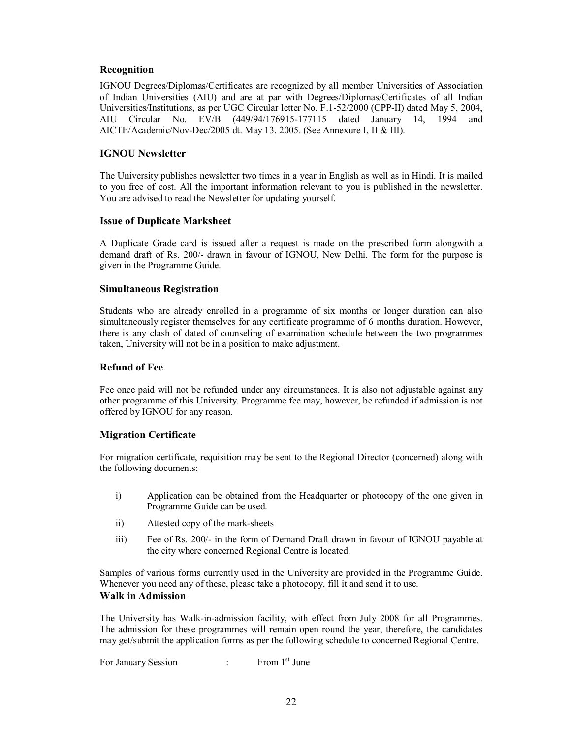### Recognition

IGNOU Degrees/Diplomas/Certificates are recognized by all member Universities of Association of Indian Universities (AIU) and are at par with Degrees/Diplomas/Certificates of all Indian Universities/Institutions, as per UGC Circular letter No. F.1-52/2000 (CPP-II) dated May 5, 2004, AIU Circular No. EV/B (449/94/176915-177115 dated January 14, 1994 and AICTE/Academic/Nov-Dec/2005 dt. May 13, 2005. (See Annexure I, II & III).

### IGNOU Newsletter

The University publishes newsletter two times in a year in English as well as in Hindi. It is mailed to you free of cost. All the important information relevant to you is published in the newsletter. You are advised to read the Newsletter for updating yourself.

### Issue of Duplicate Marksheet

A Duplicate Grade card is issued after a request is made on the prescribed form alongwith a demand draft of Rs. 200/- drawn in favour of IGNOU, New Delhi. The form for the purpose is given in the Programme Guide.

### Simultaneous Registration

Students who are already enrolled in a programme of six months or longer duration can also simultaneously register themselves for any certificate programme of 6 months duration. However, there is any clash of dated of counseling of examination schedule between the two programmes taken, University will not be in a position to make adjustment.

### Refund of Fee

Fee once paid will not be refunded under any circumstances. It is also not adjustable against any other programme of this University. Programme fee may, however, be refunded if admission is not offered by IGNOU for any reason.

### Migration Certificate

For migration certificate, requisition may be sent to the Regional Director (concerned) along with the following documents:

i) Application can be obtained from the Headquarter or photocopy of the one given in Programme Guide can be used.

ii) Attested copy of the mark-sheets

iii) Fee of Rs. 200/- in the form of Demand Draft drawn in favour of IGNOU payable at the city where concerned Regional Centre is located.

Samples of various forms currently used in the University are provided in the Programme Guide. Whenever you need any of these, please take a photocopy, fill it and send it to use.

### Walk in Admission

The University has Walk-in-admission facility, with effect from July 2008 for all Programmes. The admission for these programmes will remain open round the year, therefore, the candidates may get/submit the application forms as per the following schedule to concerned Regional Centre.

For January Session : From 1st June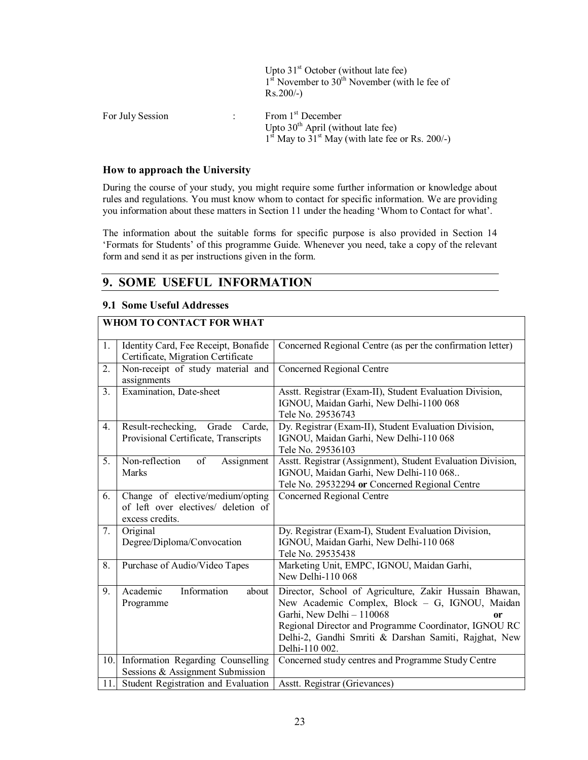Upto 31st October (without late fee)
1st November to 30th November (with le fee of Rs.200/-)

For July Session : From 1st December
Upto 30th April (without late fee)
1st May to 31st May (with late fee or Rs. 200/-)

### How to approach the University

During the course of your study, you might require some further information or knowledge about rules and regulations. You must know whom to contact for specific information. We are providing you information about these matters in Section 11 under the heading 'Whom to Contact for what'.

The information about the suitable forms for specific purpose is also provided in Section 14 'Formats for Students' of this programme Guide. Whenever you need, take a copy of the relevant form and send it as per instructions given in the form.

## 9. SOME USEFUL INFORMATION

### 9.1 Some Useful Addresses

| WHOM TO CONTACT FOR WHAT | | |
|---|---|---|
| 1. | Identity Card, Fee Receipt, Bonafide Certificate, Migration Certificate | Concerned Regional Centre (as per the confirmation letter) |
| 2. | Non-receipt of study material and assignments | Concerned Regional Centre |
| 3. | Examination, Date-sheet | Asstt. Registrar (Exam-II), Student Evaluation Division, IGNOU, Maidan Garhi, New Delhi-1100 068<br>Tele No. 29536743 |
| 4. | Result-rechecking, Grade Carde, Provisional Certificate, Transcripts | Dy. Registrar (Exam-II), Student Evaluation Division, IGNOU, Maidan Garhi, New Delhi-110 068<br>Tele No. 29536103 |
| 5. | Non-reflection of Assignment Marks | Asstt. Registrar (Assignment), Student Evaluation Division, IGNOU, Maidan Garhi, New Delhi-110 068..<br>Tele No. 29532294 **or** Concerned Regional Centre |
| 6. | Change of elective/medium/opting of left over electives/ deletion of excess credits. | Concerned Regional Centre |
| 7. | Original Degree/Diploma/Convocation | Dy. Registrar (Exam-I), Student Evaluation Division, IGNOU, Maidan Garhi, New Delhi-110 068<br>Tele No. 29535438 |
| 8. | Purchase of Audio/Video Tapes | Marketing Unit, EMPC, IGNOU, Maidan Garhi, New Delhi-110 068 |
| 9. | Academic Information about Programme | Director, School of Agriculture, Zakir Hussain Bhawan, New Academic Complex, Block – G, IGNOU, Maidan Garhi, New Delhi – 110068 **or**<br>Regional Director and Programme Coordinator, IGNOU RC Delhi-2, Gandhi Smriti & Darshan Samiti, Rajghat, New Delhi-110 002. |
| 10. | Information Regarding Counselling Sessions & Assignment Submission | Concerned study centres and Programme Study Centre |
| 11. | Student Registration and Evaluation | Asstt. Registrar (Grievances) |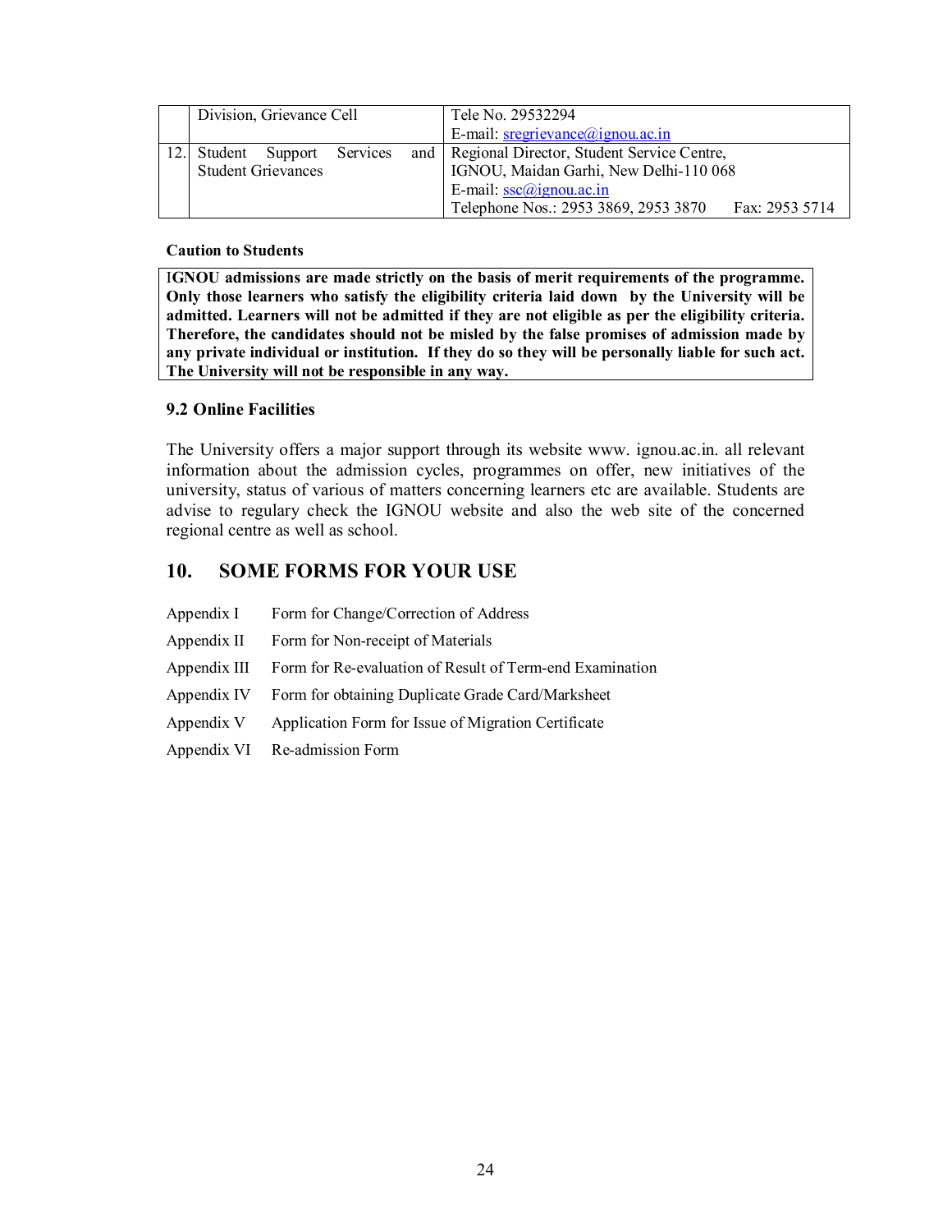|  | Division, Grievance Cell | Tele No. 29532294<br>E-mail: sregrievance@ignou.ac.in |
|---|---|---|
| 12. | Student Support Services and Student Grievances | Regional Director, Student Service Centre,<br>IGNOU, Maidan Garhi, New Delhi-110 068<br>E-mail: ssc@ignou.ac.in<br>Telephone Nos.: 2953 3869, 2953 3870 Fax: 2953 5714 |

**Caution to Students**

**IGNOU admissions are made strictly on the basis of merit requirements of the programme. Only those learners who satisfy the eligibility criteria laid down by the University will be admitted. Learners will not be admitted if they are not eligible as per the eligibility criteria. Therefore, the candidates should not be misled by the false promises of admission made by any private individual or institution. If they do so they will be personally liable for such act. The University will not be responsible in any way.**

### 9.2 Online Facilities

The University offers a major support through its website www. ignou.ac.in. all relevant information about the admission cycles, programmes on offer, new initiatives of the university, status of various of matters concerning learners etc are available. Students are advise to regulary check the IGNOU website and also the web site of the concerned regional centre as well as school.

## 10. SOME FORMS FOR YOUR USE

| | |
|---|---|
| Appendix I | Form for Change/Correction of Address |
| Appendix II | Form for Non-receipt of Materials |
| Appendix III | Form for Re-evaluation of Result of Term-end Examination |
| Appendix IV | Form for obtaining Duplicate Grade Card/Marksheet |
| Appendix V | Application Form for Issue of Migration Certificate |
| Appendix VI | Re-admission Form |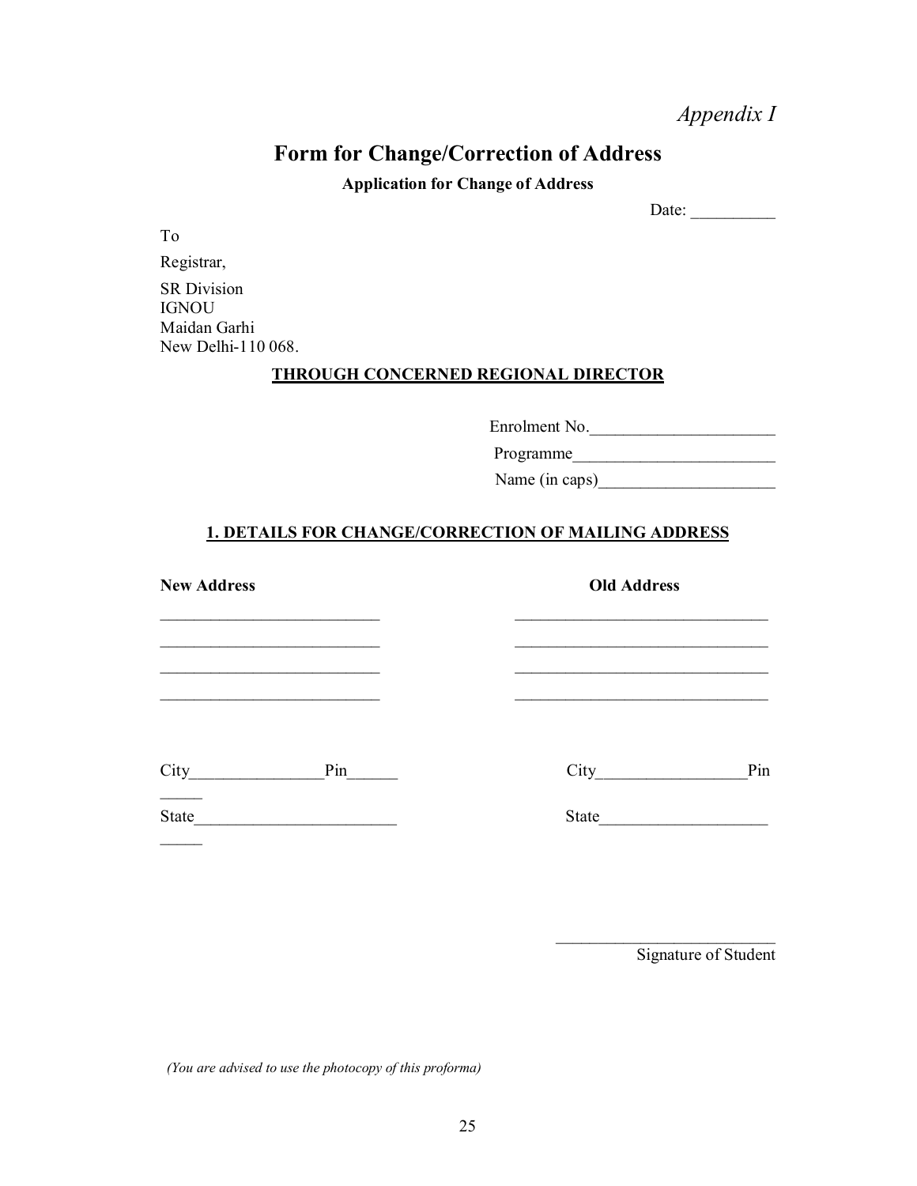*Appendix I*

# Form for Change/Correction of Address

**Application for Change of Address**

Date: __________

To

Registrar,

SR Division
IGNOU
Maidan Garhi
New Delhi-110 068.

**THROUGH CONCERNED REGIONAL DIRECTOR**

Enrolment No.______________________

Programme________________________

Name (in caps)_____________________

## 1. DETAILS FOR CHANGE/CORRECTION OF MAILING ADDRESS

| **New Address** | **Old Address** |
|---|---|
| ___________________________ | _______________________________ |
| ___________________________ | _______________________________ |
| ___________________________ | _______________________________ |
| ___________________________ | _______________________________ |
| City________________Pin___________ | City__________________Pin |
| State________________________ _____ | State____________________ |

____________________________
Signature of Student

*(You are advised to use the photocopy of this proforma)*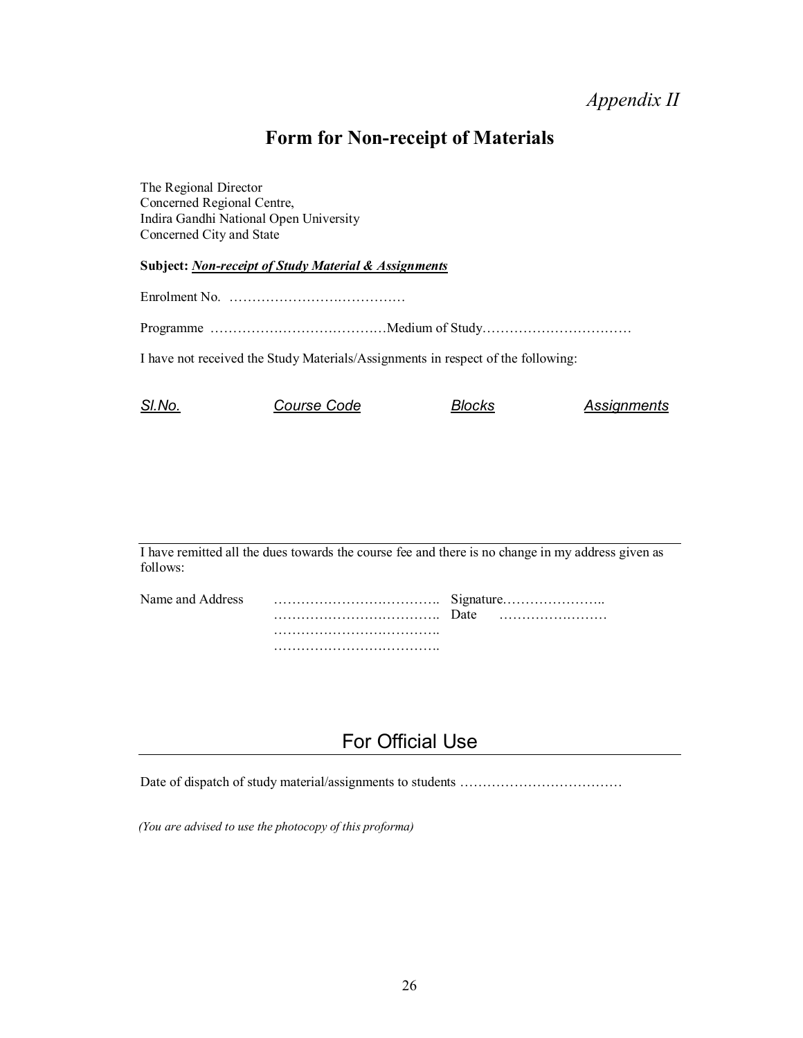*Appendix II*

# Form for Non-receipt of Materials

The Regional Director
Concerned Regional Centre,
Indira Gandhi National Open University
Concerned City and State

**Subject:** ***Non-receipt of Study Material & Assignments***

Enrolment No. ………………………………….

Programme …………………………………Medium of Study……………………………

I have not received the Study Materials/Assignments in respect of the following:

| *Sl.No.* | *Course Code* | *Blocks* | *Assignments* |
|---|---|---|---|
| | | | |

---

I have remitted all the dues towards the course fee and there is no change in my address given as follows:

Name and Address ……………………………….. Signature…………………..
……………………………….. Date ……………………
………………………………..
………………………………..

## For Official Use

Date of dispatch of study material/assignments to students ………………………………

*(You are advised to use the photocopy of this proforma)*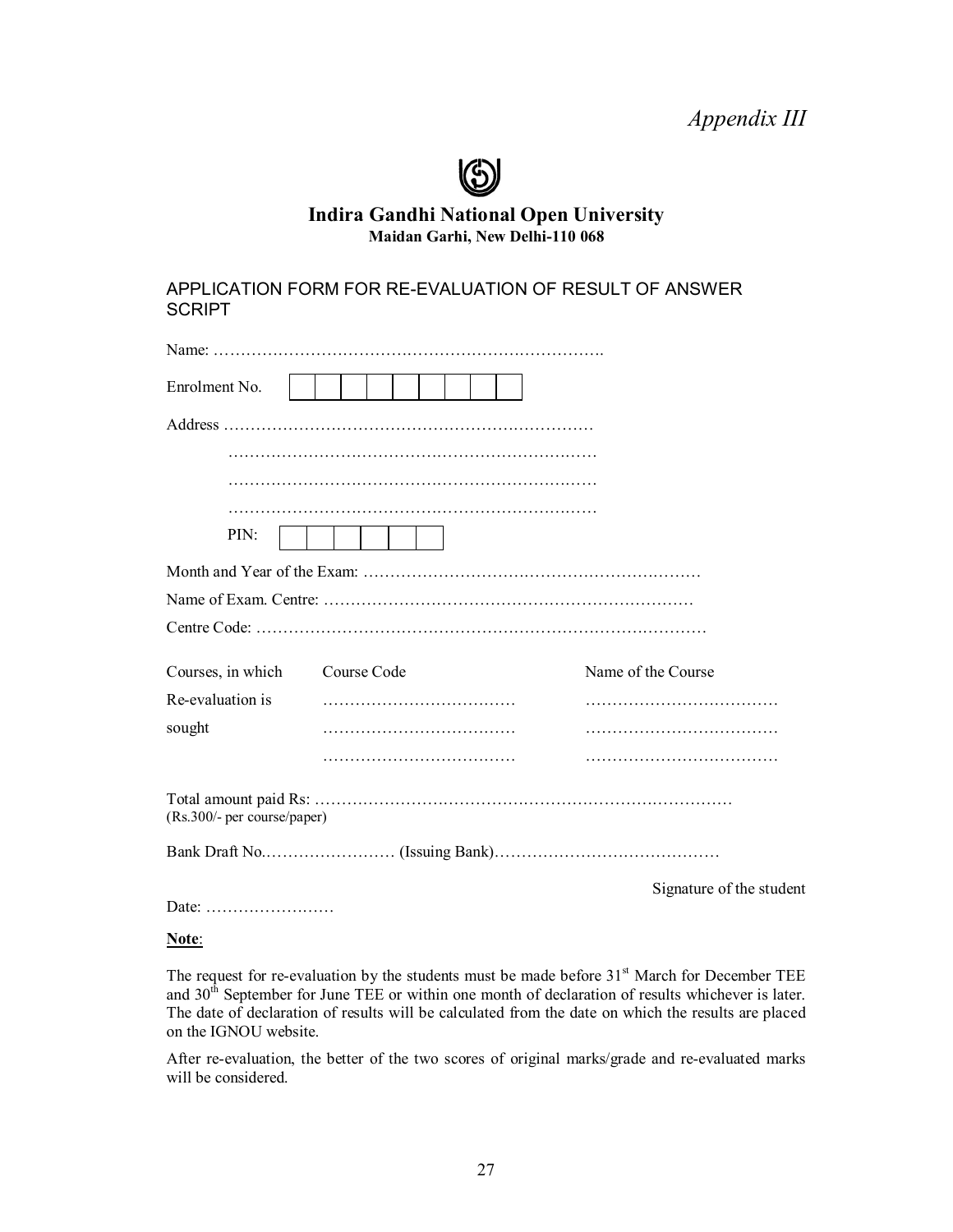*Appendix III*

**Indira Gandhi National Open University**
**Maidan Garhi, New Delhi-110 068**

## APPLICATION FORM FOR RE-EVALUATION OF RESULT OF ANSWER SCRIPT

Name: ……………………………………………………………….

Enrolment No. | | | | | | | | | |

Address ……………………………………………………………
……………………………………………………………
……………………………………………………………
……………………………………………………………

PIN: | | | | | | |

Month and Year of the Exam: ………………………………………………………

Name of Exam. Centre: ……………………………………………………………

Centre Code: …………………………………………………………………………

| Courses, in which Re-evaluation is sought | Course Code | Name of the Course |
|---|---|---|
| | ……………………………… | ……………………………… |
| | ……………………………… | ……………………………… |
| | ……………………………… | ……………………………… |

Total amount paid Rs: ……………………………………………………………………
(Rs.300/- per course/paper)

Bank Draft No.…………………… (Issuing Bank)……………………………………

Signature of the student

Date: ……………………

**Note**:

The request for re-evaluation by the students must be made before 31st March for December TEE and 30th September for June TEE or within one month of declaration of results whichever is later. The date of declaration of results will be calculated from the date on which the results are placed on the IGNOU website.

After re-evaluation, the better of the two scores of original marks/grade and re-evaluated marks will be considered.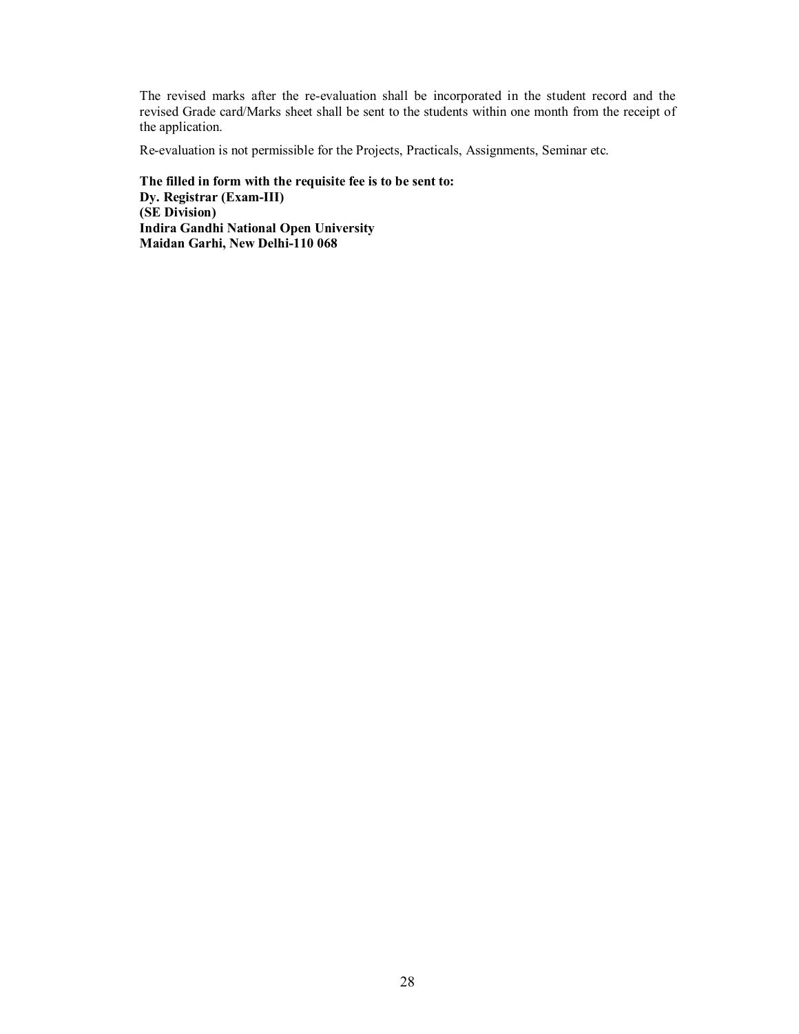The revised marks after the re-evaluation shall be incorporated in the student record and the revised Grade card/Marks sheet shall be sent to the students within one month from the receipt of the application.

Re-evaluation is not permissible for the Projects, Practicals, Assignments, Seminar etc.

**The filled in form with the requisite fee is to be sent to:**
**Dy. Registrar (Exam-III)**
**(SE Division)**
**Indira Gandhi National Open University**
**Maidan Garhi, New Delhi-110 068**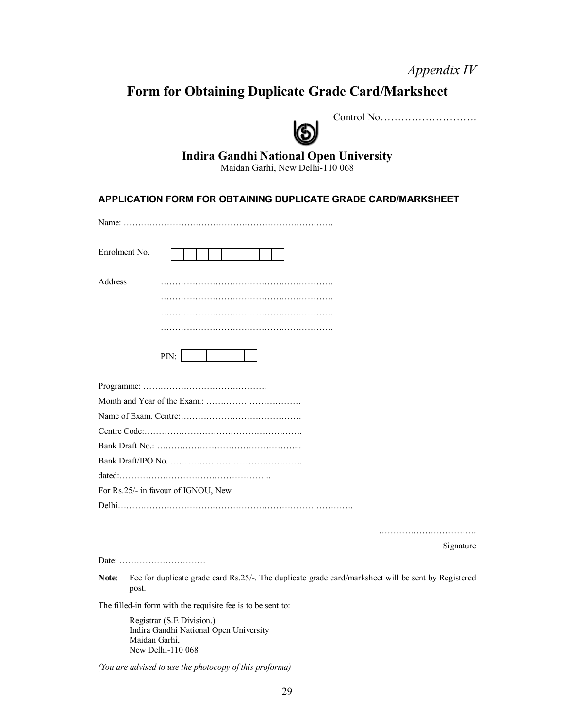*Appendix IV*

# Form for Obtaining Duplicate Grade Card/Marksheet

Control No……………………….

## Indira Gandhi National Open University

Maidan Garhi, New Delhi-110 068

### APPLICATION FORM FOR OBTAINING DUPLICATE GRADE CARD/MARKSHEET

Name: ……………………………………………………………….

Enrolment No. | | | | | | | | | |

Address ……………………………………………………
……………………………………………………
……………………………………………………
……………………………………………………

PIN: | | | | | | |

Programme: ……………………………………..

Month and Year of the Exam.: …………………………

Name of Exam. Centre:……………………………………

Centre Code:……………………………………………….

Bank Draft No.: ……………………………………………...

Bank Draft/IPO No. ……………………………………….

dated:……………………………………………..

For Rs.25/- in favour of IGNOU, New Delhi……………………………………………………………………….

……………………………
Signature

Date: …………………………

**Note**: Fee for duplicate grade card Rs.25/-. The duplicate grade card/marksheet will be sent by Registered post.

The filled-in form with the requisite fee is to be sent to:

Registrar (S.E Division.)
Indira Gandhi National Open University
Maidan Garhi,
New Delhi-110 068

*(You are advised to use the photocopy of this proforma)*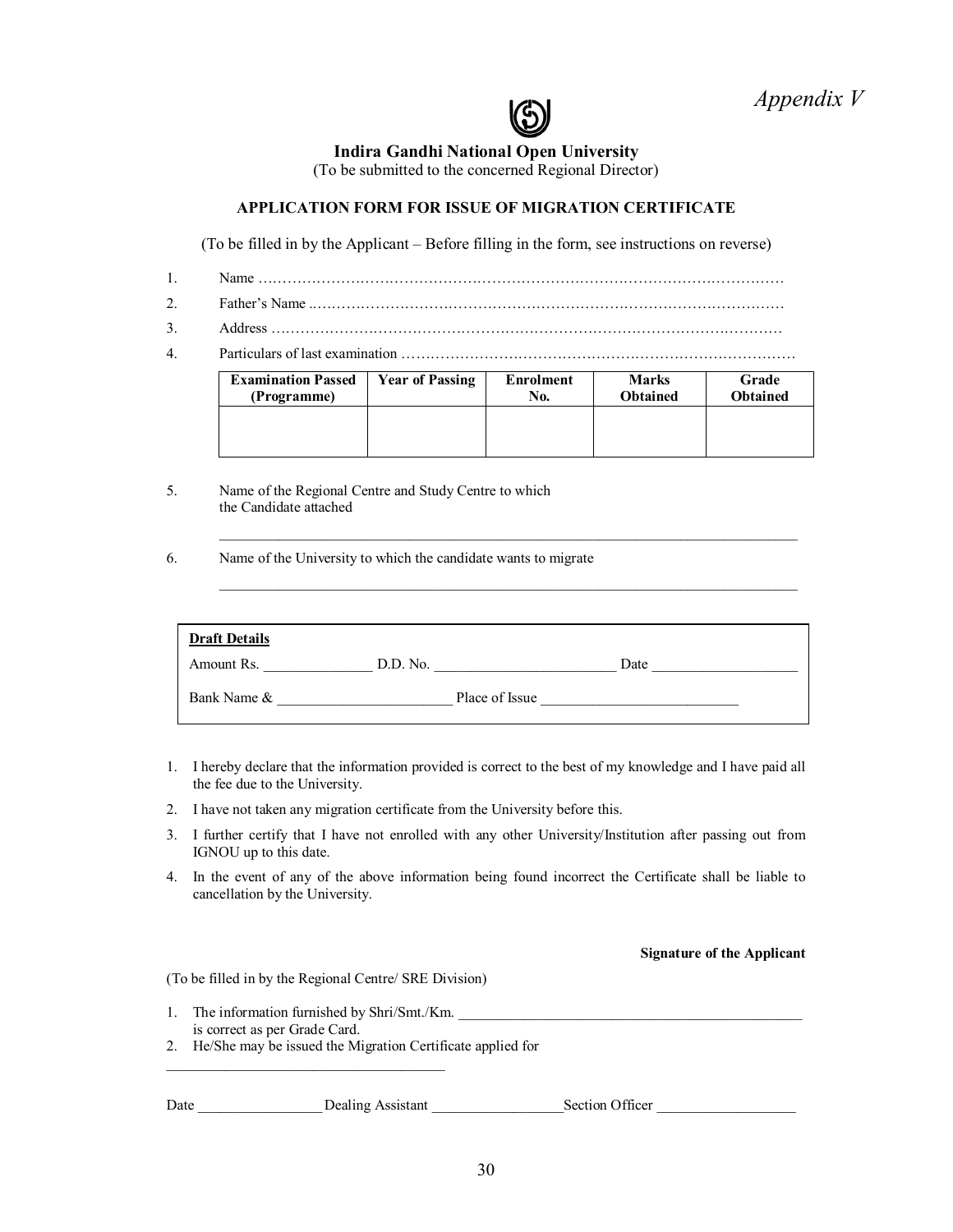*Appendix V*

**Indira Gandhi National Open University**

(To be submitted to the concerned Regional Director)

**APPLICATION FORM FOR ISSUE OF MIGRATION CERTIFICATE**

(To be filled in by the Applicant – Before filling in the form, see instructions on reverse)

1. Name ……………………………………………………………………………………………
2. Father's Name ……………………………………………………………………………………
3. Address ……………………………………………………………………………………………
4. Particulars of last examination ……………………………………………………………………

| Examination Passed (Programme) | Year of Passing | Enrolment No. | Marks Obtained | Grade Obtained |
|---|---|---|---|---|
| | | | | |

5. Name of the Regional Centre and Study Centre to which the Candidate attached

_______________________________________________________________________________

6. Name of the University to which the candidate wants to migrate

_______________________________________________________________________________

**Draft Details**

Amount Rs. _______________ D.D. No. _________________________ Date ____________________

Bank Name & ________________________ Place of Issue ___________________________

1. I hereby declare that the information provided is correct to the best of my knowledge and I have paid all the fee due to the University.
2. I have not taken any migration certificate from the University before this.
3. I further certify that I have not enrolled with any other University/Institution after passing out from IGNOU up to this date.
4. In the event of any of the above information being found incorrect the Certificate shall be liable to cancellation by the University.

**Signature of the Applicant**

(To be filled in by the Regional Centre/ SRE Division)

1. The information furnished by Shri/Smt./Km. ________________________________________________ is correct as per Grade Card.
2. He/She may be issued the Migration Certificate applied for

______________________________________

Date _________________ Dealing Assistant __________________ Section Officer ___________________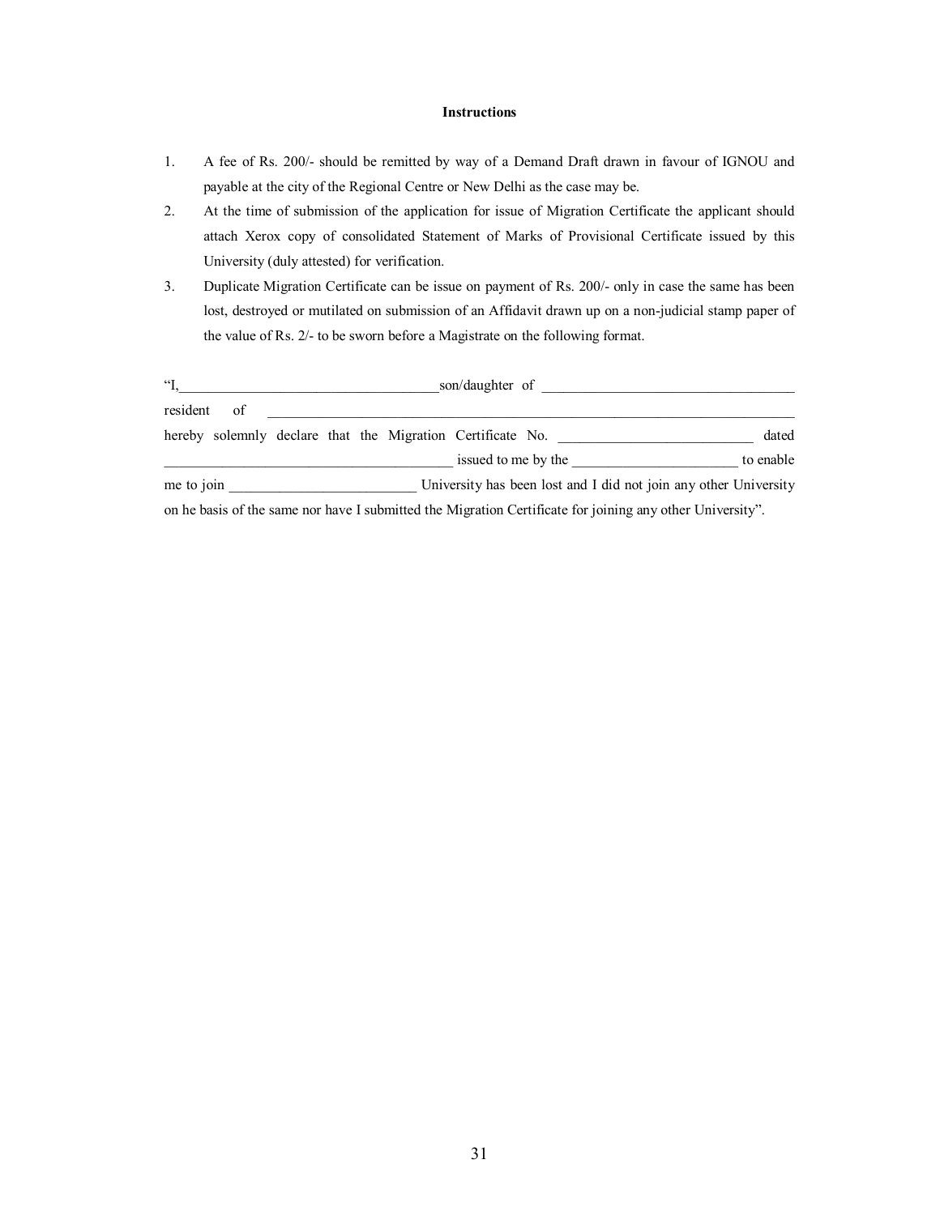**Instructions**

1. A fee of Rs. 200/- should be remitted by way of a Demand Draft drawn in favour of IGNOU and payable at the city of the Regional Centre or New Delhi as the case may be.
2. At the time of submission of the application for issue of Migration Certificate the applicant should attach Xerox copy of consolidated Statement of Marks of Provisional Certificate issued by this University (duly attested) for verification.
3. Duplicate Migration Certificate can be issue on payment of Rs. 200/- only in case the same has been lost, destroyed or mutilated on submission of an Affidavit drawn up on a non-judicial stamp paper of the value of Rs. 2/- to be sworn before a Magistrate on the following format.

"I,____________________________________son/daughter of ___________________________________ resident of _____________________________________________________________________________ hereby solemnly declare that the Migration Certificate No. ___________________________ dated ________________________________________ issued to me by the _______________________ to enable me to join __________________________ University has been lost and I did not join any other University on he basis of the same nor have I submitted the Migration Certificate for joining any other University".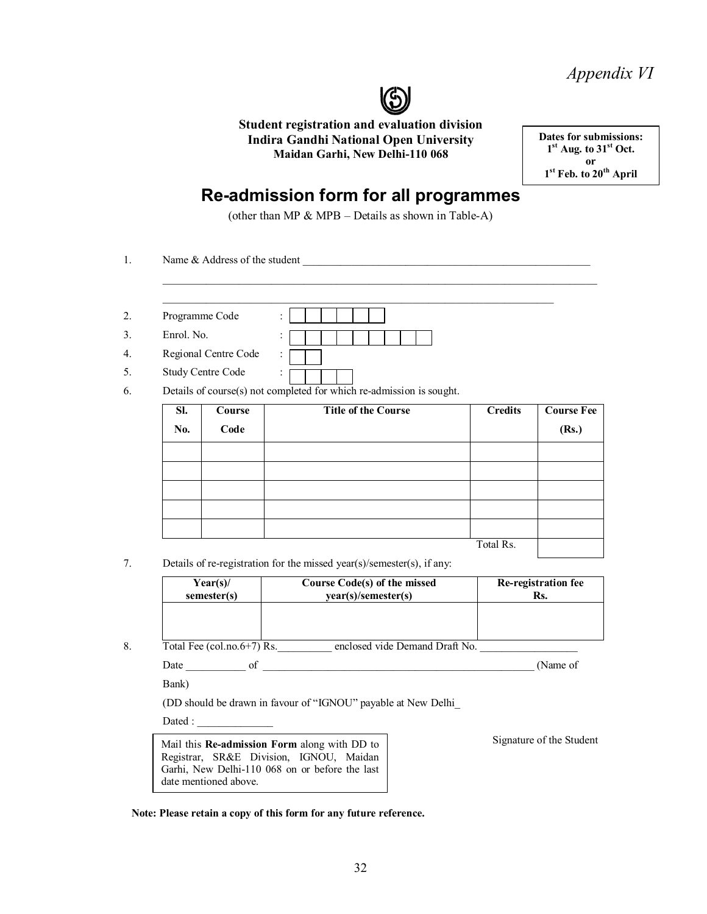*Appendix VI*

**Student registration and evaluation division**
**Indira Gandhi National Open University**
**Maidan Garhi, New Delhi-110 068**

| **Dates for submissions:** |
|---|
| **1st Aug. to 31st Oct.** |
| **or** |
| **1st Feb. to 20th April** |

# Re-admission form for all programmes

(other than MP & MPB – Details as shown in Table-A)

1. Name & Address of the student ______________________________________________________

   ______________________________________________________________________________

   ______________________________________________________________________________

2. Programme Code : [ ][ ][ ][ ][ ][ ]
3. Enrol. No. : [ ][ ][ ][ ][ ][ ][ ][ ][ ]
4. Regional Centre Code : [ ][ ]
5. Study Centre Code : [ ][ ][ ][ ]
6. Details of course(s) not completed for which re-admission is sought.

| Sl. No. | Course Code | Title of the Course | Credits | Course Fee (Rs.) |
|---|---|---|---|---|
| | | | | |
| | | | | |
| | | | | |
| | | | | |
| | | | | |
| | | | Total Rs. | |

7. Details of re-registration for the missed year(s)/semester(s), if any:

| Year(s)/ semester(s) | Course Code(s) of the missed year(s)/semester(s) | Re-registration fee Rs. |
|---|---|---|
| | | |

8. Total Fee (col.no.6+7) Rs.__________ enclosed vide Demand Draft No. __________________

   Date ___________ of ___________________________________________________ (Name of Bank)

   (DD should be drawn in favour of "IGNOU" payable at New Delhi_

   Dated : ______________

Signature of the Student

> Mail this **Re-admission Form** along with DD to Registrar, SR&E Division, IGNOU, Maidan Garhi, New Delhi-110 068 on or before the last date mentioned above.

**Note: Please retain a copy of this form for any future reference.**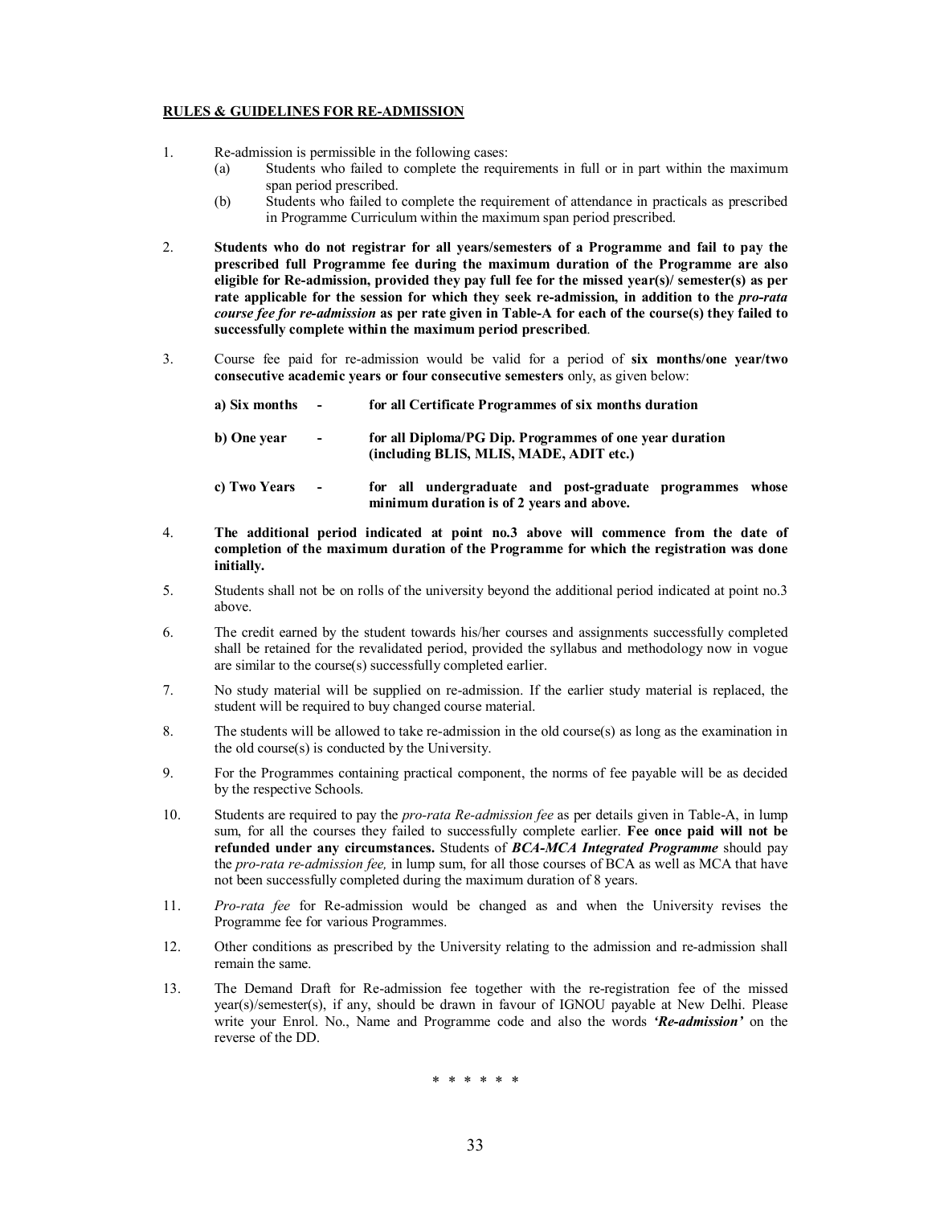## RULES & GUIDELINES FOR RE-ADMISSION

1. Re-admission is permissible in the following cases:
   (a) Students who failed to complete the requirements in full or in part within the maximum span period prescribed.
   (b) Students who failed to complete the requirement of attendance in practicals as prescribed in Programme Curriculum within the maximum span period prescribed.

2. **Students who do not registrar for all years/semesters of a Programme and fail to pay the prescribed full Programme fee during the maximum duration of the Programme are also eligible for Re-admission, provided they pay full fee for the missed year(s)/ semester(s) as per rate applicable for the session for which they seek re-admission, in addition to the *pro-rata course fee for re-admission* as per rate given in Table-A for each of the course(s) they failed to successfully complete within the maximum period prescribed**.

3. Course fee paid for re-admission would be valid for a period of **six months/one year/two consecutive academic years or four consecutive semesters** only, as given below:

   **a) Six months - for all Certificate Programmes of six months duration**

   **b) One year - for all Diploma/PG Dip. Programmes of one year duration (including BLIS, MLIS, MADE, ADIT etc.)**

   **c) Two Years - for all undergraduate and post-graduate programmes whose minimum duration is of 2 years and above.**

4. **The additional period indicated at point no.3 above will commence from the date of completion of the maximum duration of the Programme for which the registration was done initially.**

5. Students shall not be on rolls of the university beyond the additional period indicated at point no.3 above.

6. The credit earned by the student towards his/her courses and assignments successfully completed shall be retained for the revalidated period, provided the syllabus and methodology now in vogue are similar to the course(s) successfully completed earlier.

7. No study material will be supplied on re-admission. If the earlier study material is replaced, the student will be required to buy changed course material.

8. The students will be allowed to take re-admission in the old course(s) as long as the examination in the old course(s) is conducted by the University.

9. For the Programmes containing practical component, the norms of fee payable will be as decided by the respective Schools.

10. Students are required to pay the *pro-rata Re-admission fee* as per details given in Table-A, in lump sum, for all the courses they failed to successfully complete earlier. **Fee once paid will not be refunded under any circumstances.** Students of ***BCA-MCA Integrated Programme*** should pay the *pro-rata re-admission fee,* in lump sum, for all those courses of BCA as well as MCA that have not been successfully completed during the maximum duration of 8 years.

11. *Pro-rata fee* for Re-admission would be changed as and when the University revises the Programme fee for various Programmes.

12. Other conditions as prescribed by the University relating to the admission and re-admission shall remain the same.

13. The Demand Draft for Re-admission fee together with the re-registration fee of the missed year(s)/semester(s), if any, should be drawn in favour of IGNOU payable at New Delhi. Please write your Enrol. No., Name and Programme code and also the words ***'Re-admission'*** on the reverse of the DD.

\* \* \* \* \* \*